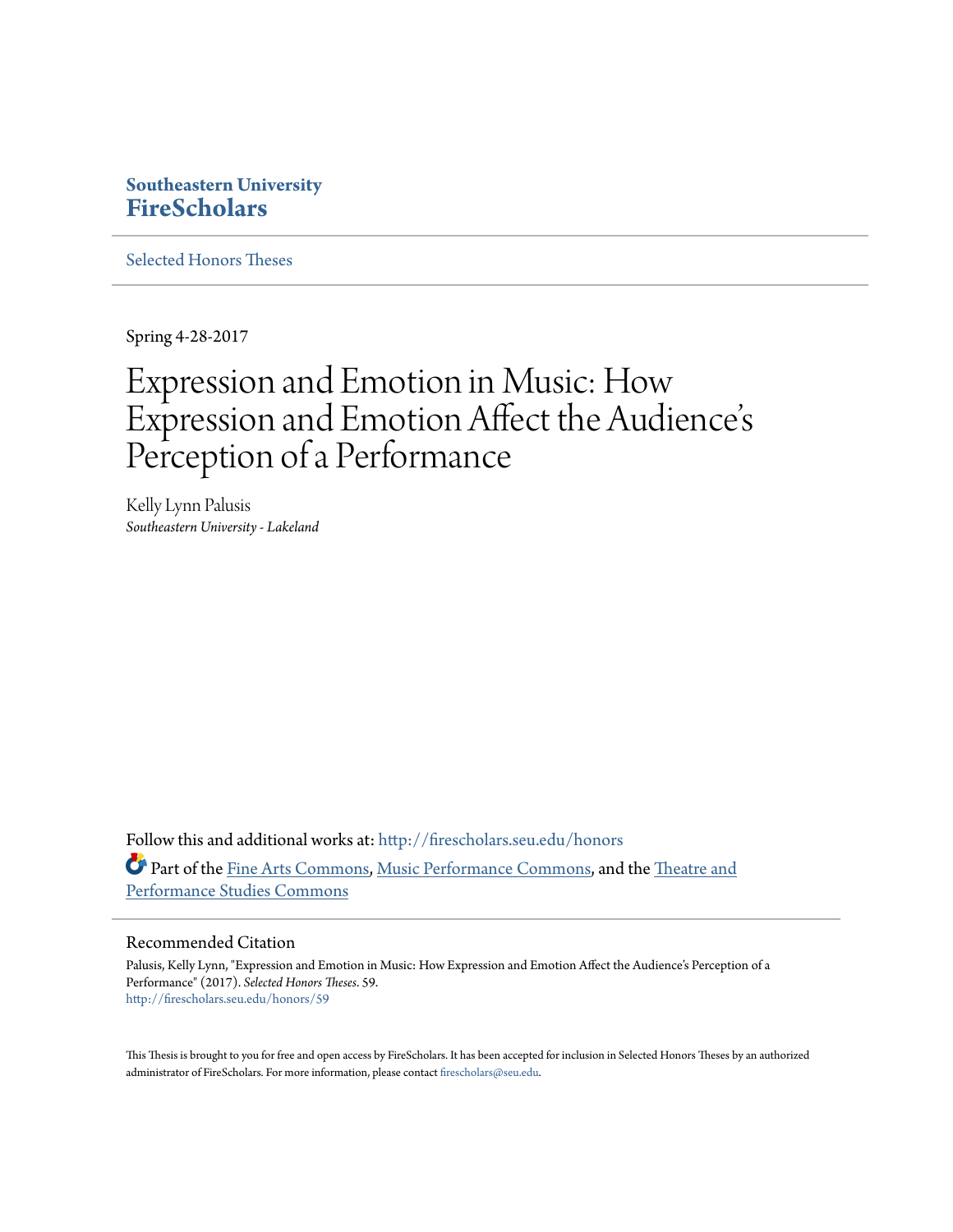**Southeastern University**
**FireScholars**

Selected Honors Theses

Spring 4-28-2017

# Expression and Emotion in Music: How Expression and Emotion Affect the Audience's Perception of a Performance

Kelly Lynn Palusis
*Southeastern University - Lakeland*

Follow this and additional works at: http://firescholars.seu.edu/honors

Part of the Fine Arts Commons, Music Performance Commons, and the Theatre and Performance Studies Commons

## Recommended Citation

Palusis, Kelly Lynn, "Expression and Emotion in Music: How Expression and Emotion Affect the Audience's Perception of a Performance" (2017). *Selected Honors Theses*. 59.
http://firescholars.seu.edu/honors/59

This Thesis is brought to you for free and open access by FireScholars. It has been accepted for inclusion in Selected Honors Theses by an authorized administrator of FireScholars. For more information, please contact firescholars@seu.edu.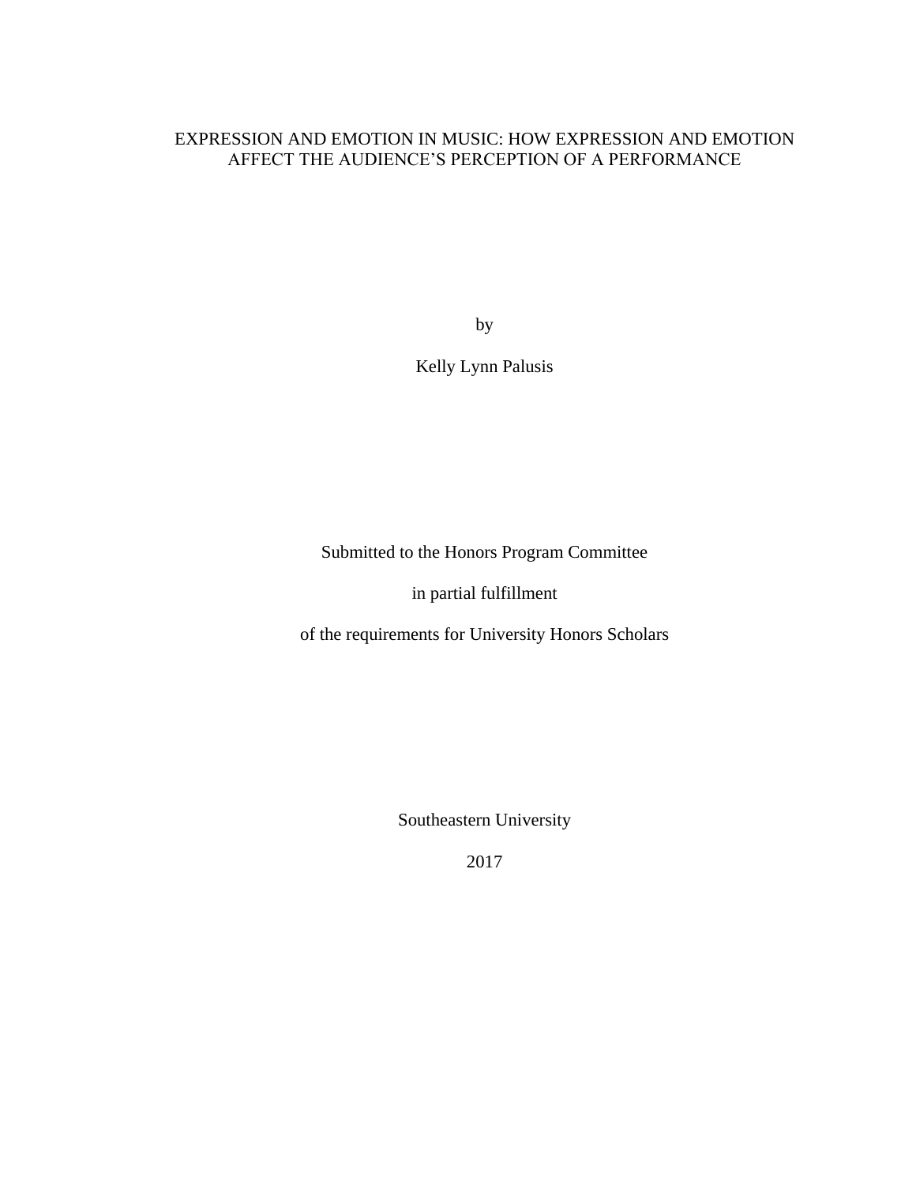# EXPRESSION AND EMOTION IN MUSIC: HOW EXPRESSION AND EMOTION AFFECT THE AUDIENCE'S PERCEPTION OF A PERFORMANCE

by

Kelly Lynn Palusis

Submitted to the Honors Program Committee

in partial fulfillment

of the requirements for University Honors Scholars

Southeastern University

2017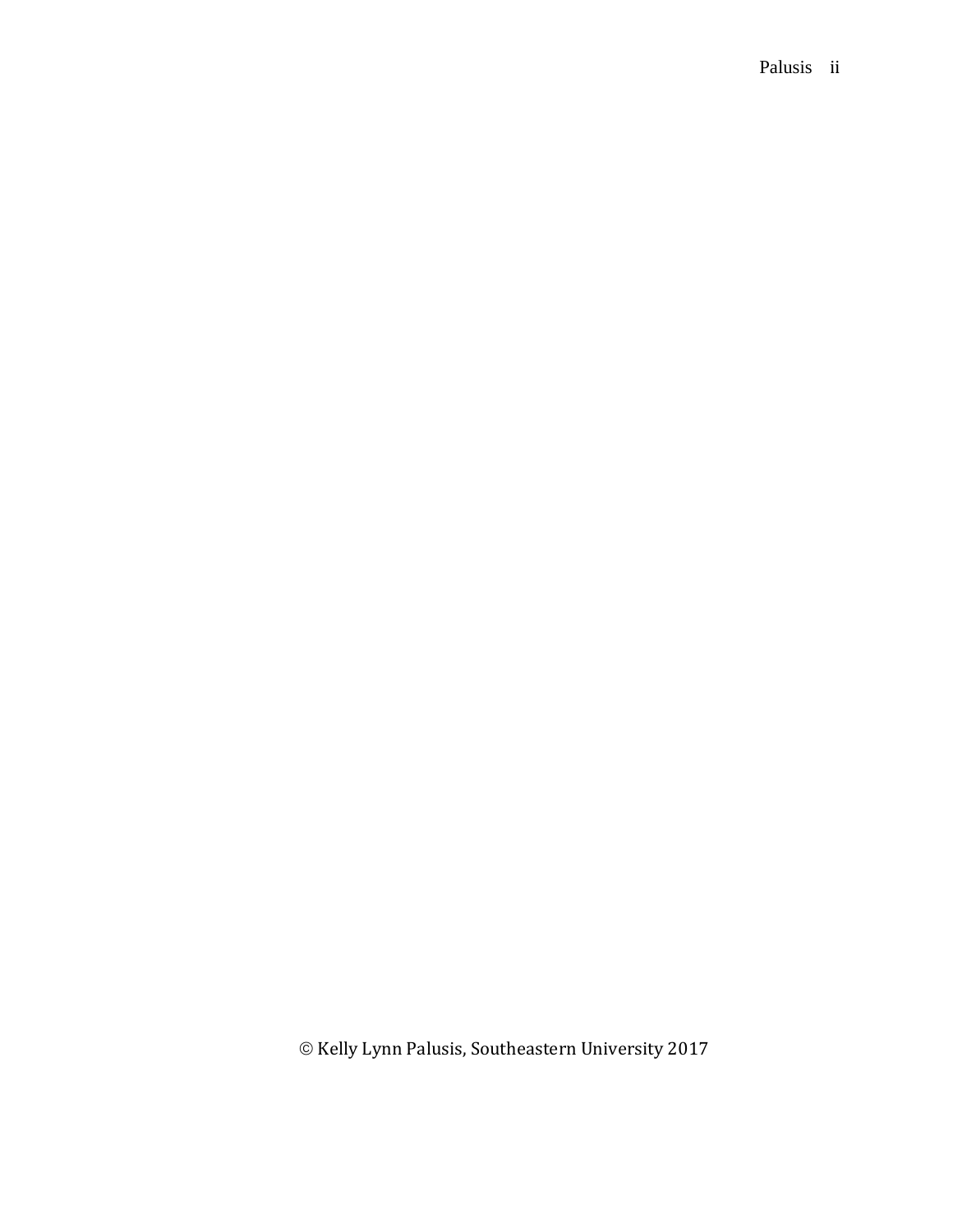© Kelly Lynn Palusis, Southeastern University 2017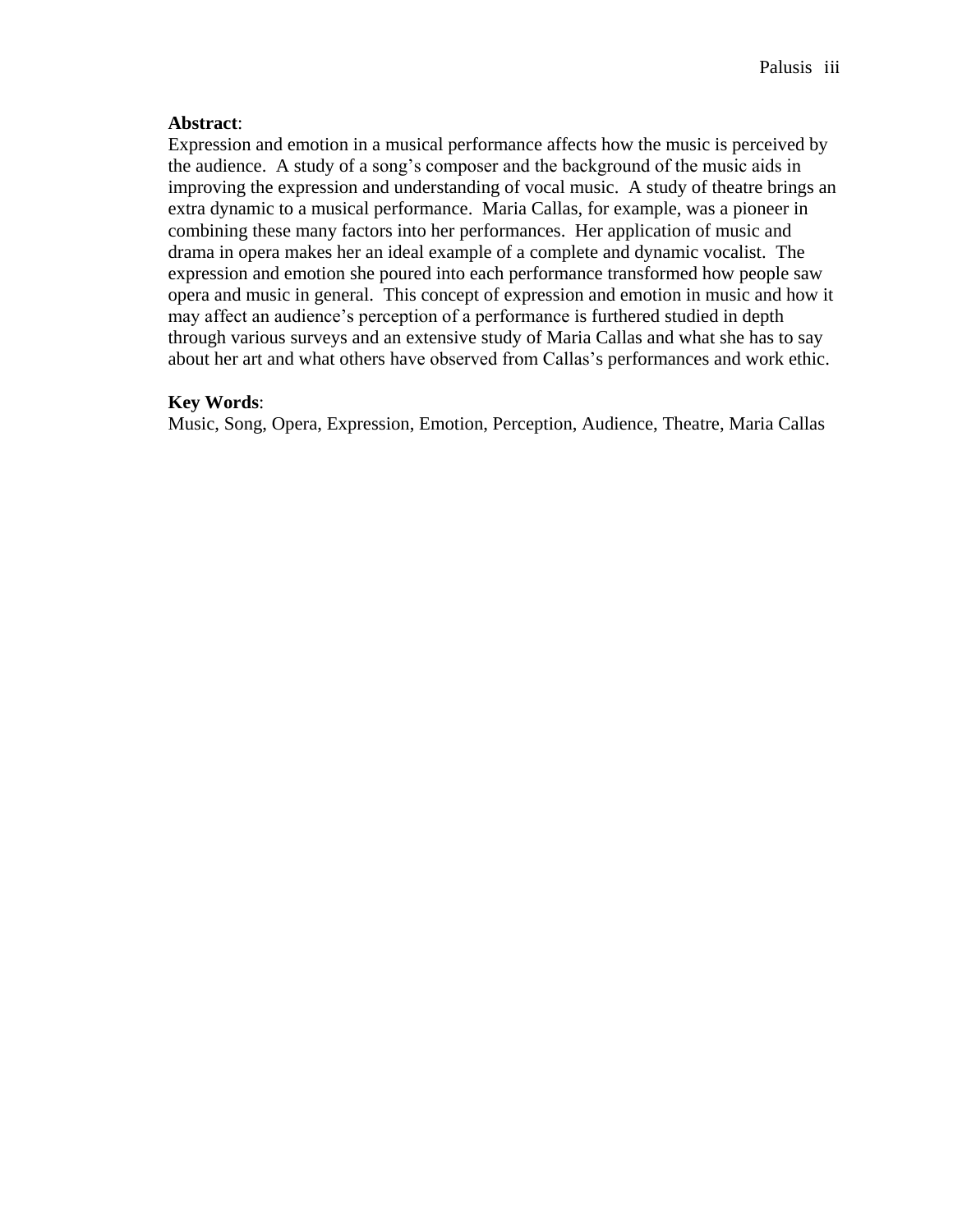**Abstract**:

Expression and emotion in a musical performance affects how the music is perceived by the audience. A study of a song's composer and the background of the music aids in improving the expression and understanding of vocal music. A study of theatre brings an extra dynamic to a musical performance. Maria Callas, for example, was a pioneer in combining these many factors into her performances. Her application of music and drama in opera makes her an ideal example of a complete and dynamic vocalist. The expression and emotion she poured into each performance transformed how people saw opera and music in general. This concept of expression and emotion in music and how it may affect an audience's perception of a performance is furthered studied in depth through various surveys and an extensive study of Maria Callas and what she has to say about her art and what others have observed from Callas's performances and work ethic.

**Key Words**:

Music, Song, Opera, Expression, Emotion, Perception, Audience, Theatre, Maria Callas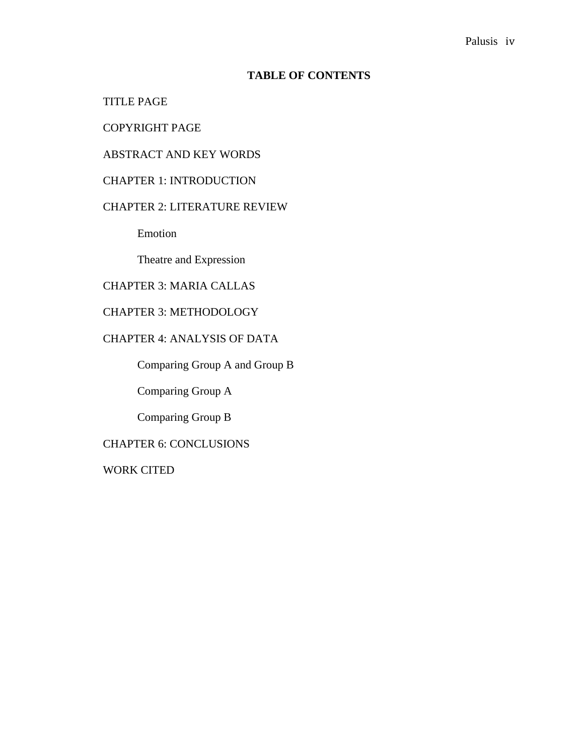## TABLE OF CONTENTS

TITLE PAGE

COPYRIGHT PAGE

ABSTRACT AND KEY WORDS

CHAPTER 1: INTRODUCTION

CHAPTER 2: LITERATURE REVIEW

- Emotion
- Theatre and Expression

CHAPTER 3: MARIA CALLAS

CHAPTER 3: METHODOLOGY

CHAPTER 4: ANALYSIS OF DATA

- Comparing Group A and Group B
- Comparing Group A
- Comparing Group B

CHAPTER 6: CONCLUSIONS

WORK CITED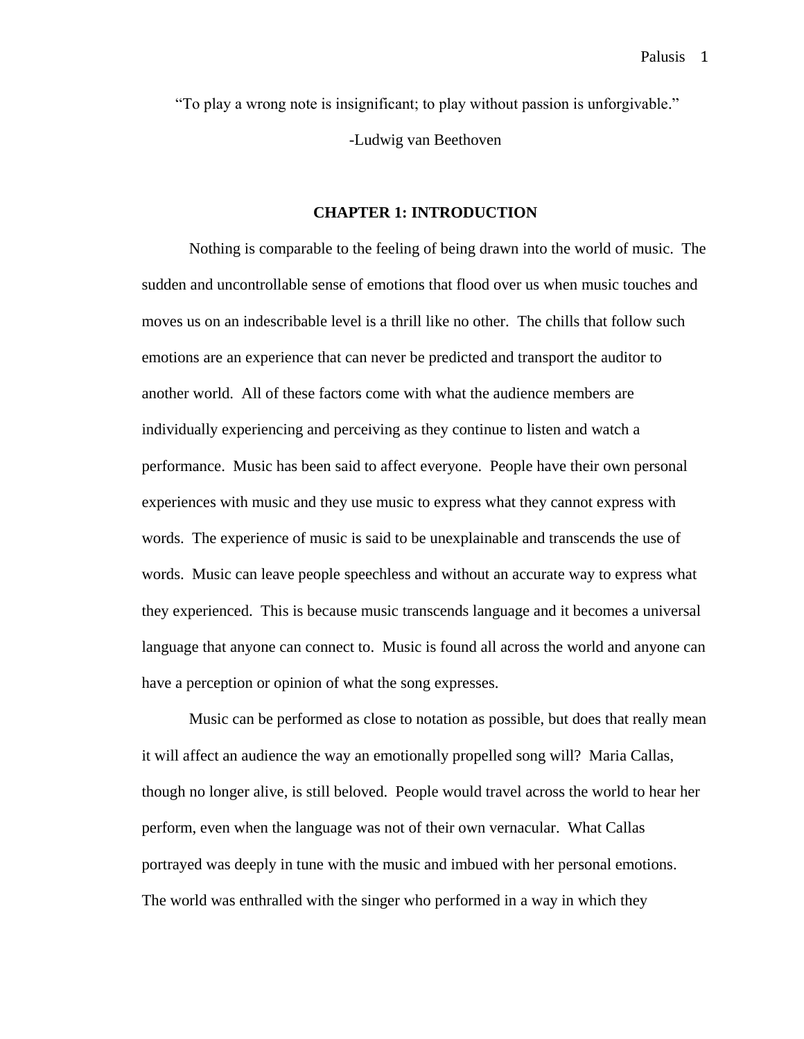"To play a wrong note is insignificant; to play without passion is unforgivable."

-Ludwig van Beethoven

## CHAPTER 1: INTRODUCTION

Nothing is comparable to the feeling of being drawn into the world of music. The sudden and uncontrollable sense of emotions that flood over us when music touches and moves us on an indescribable level is a thrill like no other. The chills that follow such emotions are an experience that can never be predicted and transport the auditor to another world. All of these factors come with what the audience members are individually experiencing and perceiving as they continue to listen and watch a performance. Music has been said to affect everyone. People have their own personal experiences with music and they use music to express what they cannot express with words. The experience of music is said to be unexplainable and transcends the use of words. Music can leave people speechless and without an accurate way to express what they experienced. This is because music transcends language and it becomes a universal language that anyone can connect to. Music is found all across the world and anyone can have a perception or opinion of what the song expresses.

Music can be performed as close to notation as possible, but does that really mean it will affect an audience the way an emotionally propelled song will? Maria Callas, though no longer alive, is still beloved. People would travel across the world to hear her perform, even when the language was not of their own vernacular. What Callas portrayed was deeply in tune with the music and imbued with her personal emotions. The world was enthralled with the singer who performed in a way in which they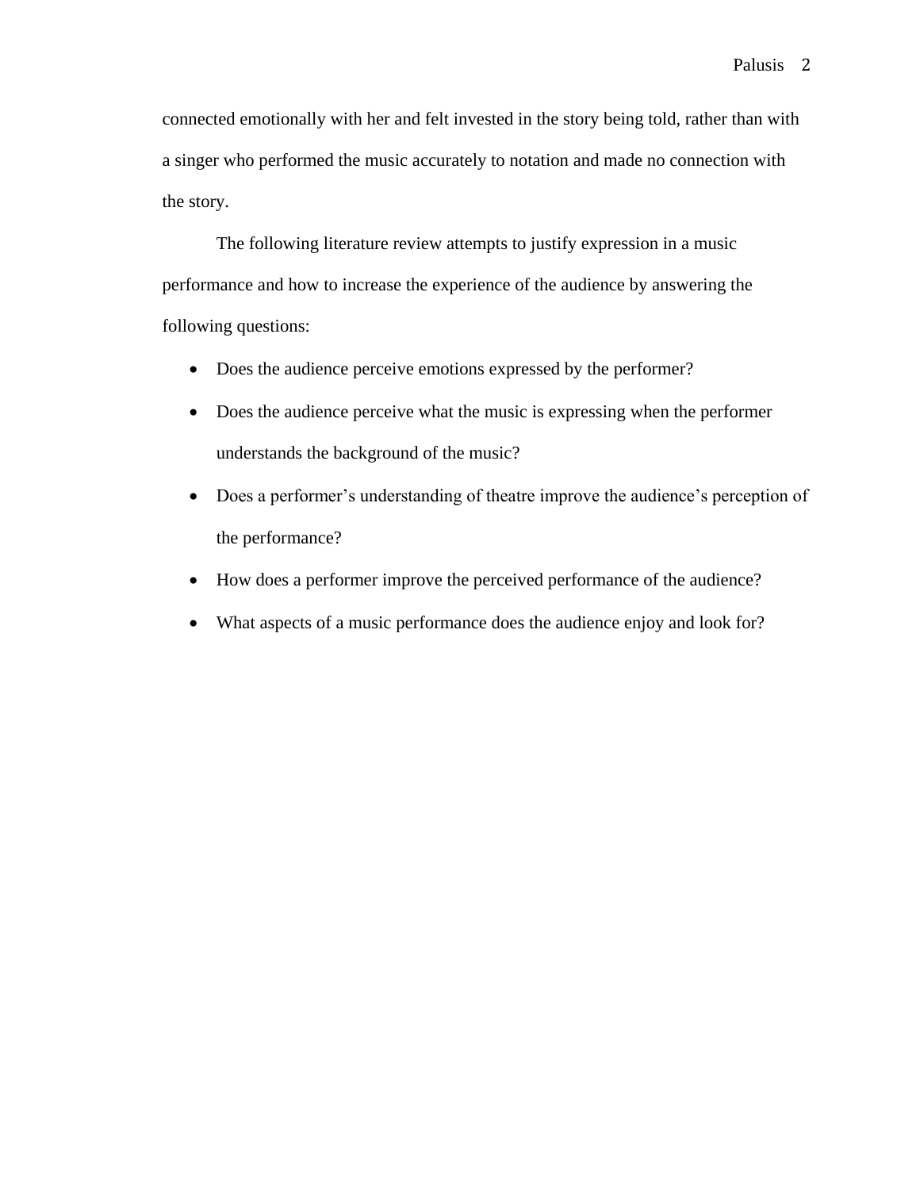connected emotionally with her and felt invested in the story being told, rather than with a singer who performed the music accurately to notation and made no connection with the story.

The following literature review attempts to justify expression in a music performance and how to increase the experience of the audience by answering the following questions:

- Does the audience perceive emotions expressed by the performer?
- Does the audience perceive what the music is expressing when the performer understands the background of the music?
- Does a performer's understanding of theatre improve the audience's perception of the performance?
- How does a performer improve the perceived performance of the audience?
- What aspects of a music performance does the audience enjoy and look for?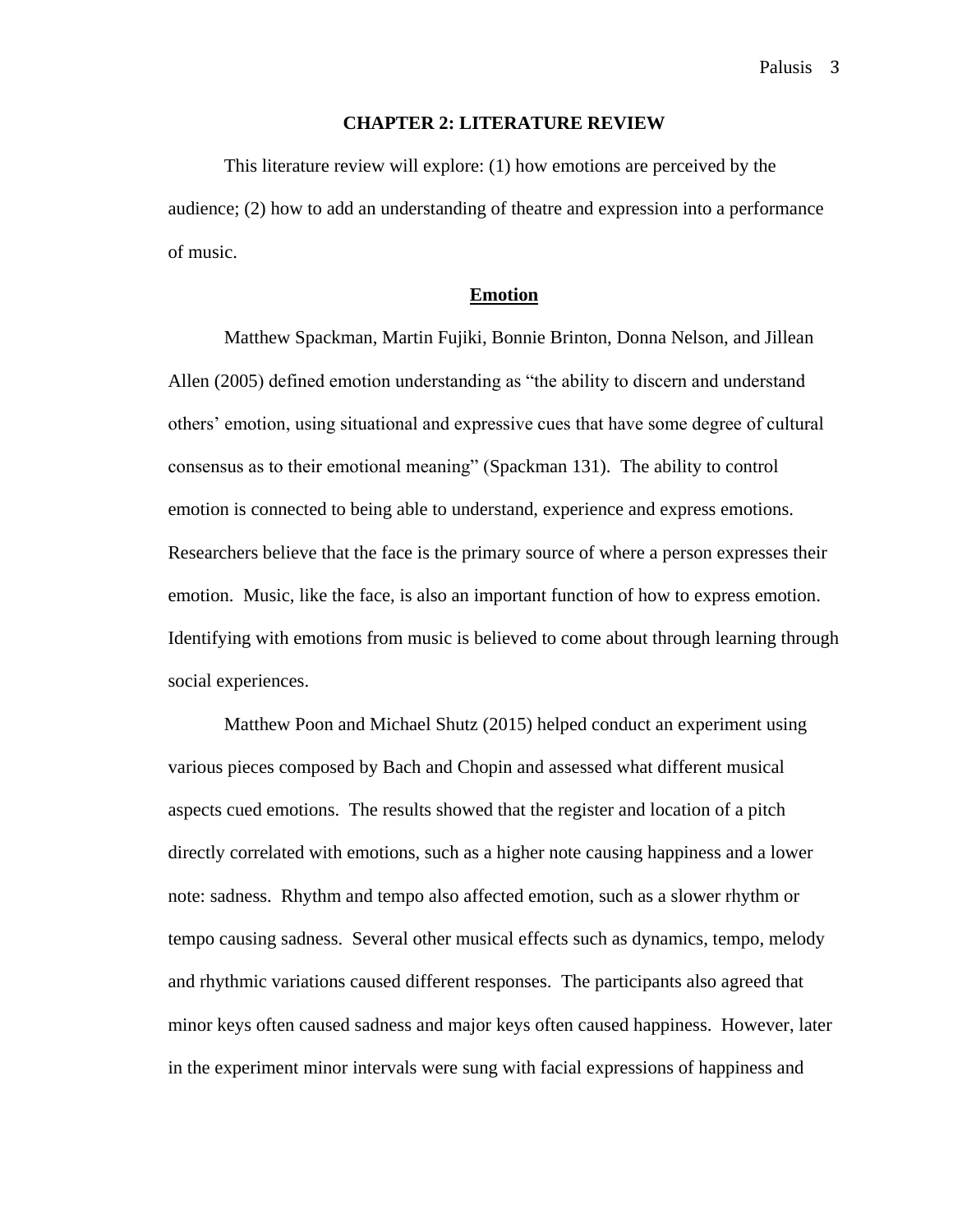## CHAPTER 2: LITERATURE REVIEW

This literature review will explore: (1) how emotions are perceived by the audience; (2) how to add an understanding of theatre and expression into a performance of music.

### <u>Emotion</u>

Matthew Spackman, Martin Fujiki, Bonnie Brinton, Donna Nelson, and Jillean Allen (2005) defined emotion understanding as "the ability to discern and understand others' emotion, using situational and expressive cues that have some degree of cultural consensus as to their emotional meaning" (Spackman 131). The ability to control emotion is connected to being able to understand, experience and express emotions. Researchers believe that the face is the primary source of where a person expresses their emotion. Music, like the face, is also an important function of how to express emotion. Identifying with emotions from music is believed to come about through learning through social experiences.

Matthew Poon and Michael Shutz (2015) helped conduct an experiment using various pieces composed by Bach and Chopin and assessed what different musical aspects cued emotions. The results showed that the register and location of a pitch directly correlated with emotions, such as a higher note causing happiness and a lower note: sadness. Rhythm and tempo also affected emotion, such as a slower rhythm or tempo causing sadness. Several other musical effects such as dynamics, tempo, melody and rhythmic variations caused different responses. The participants also agreed that minor keys often caused sadness and major keys often caused happiness. However, later in the experiment minor intervals were sung with facial expressions of happiness and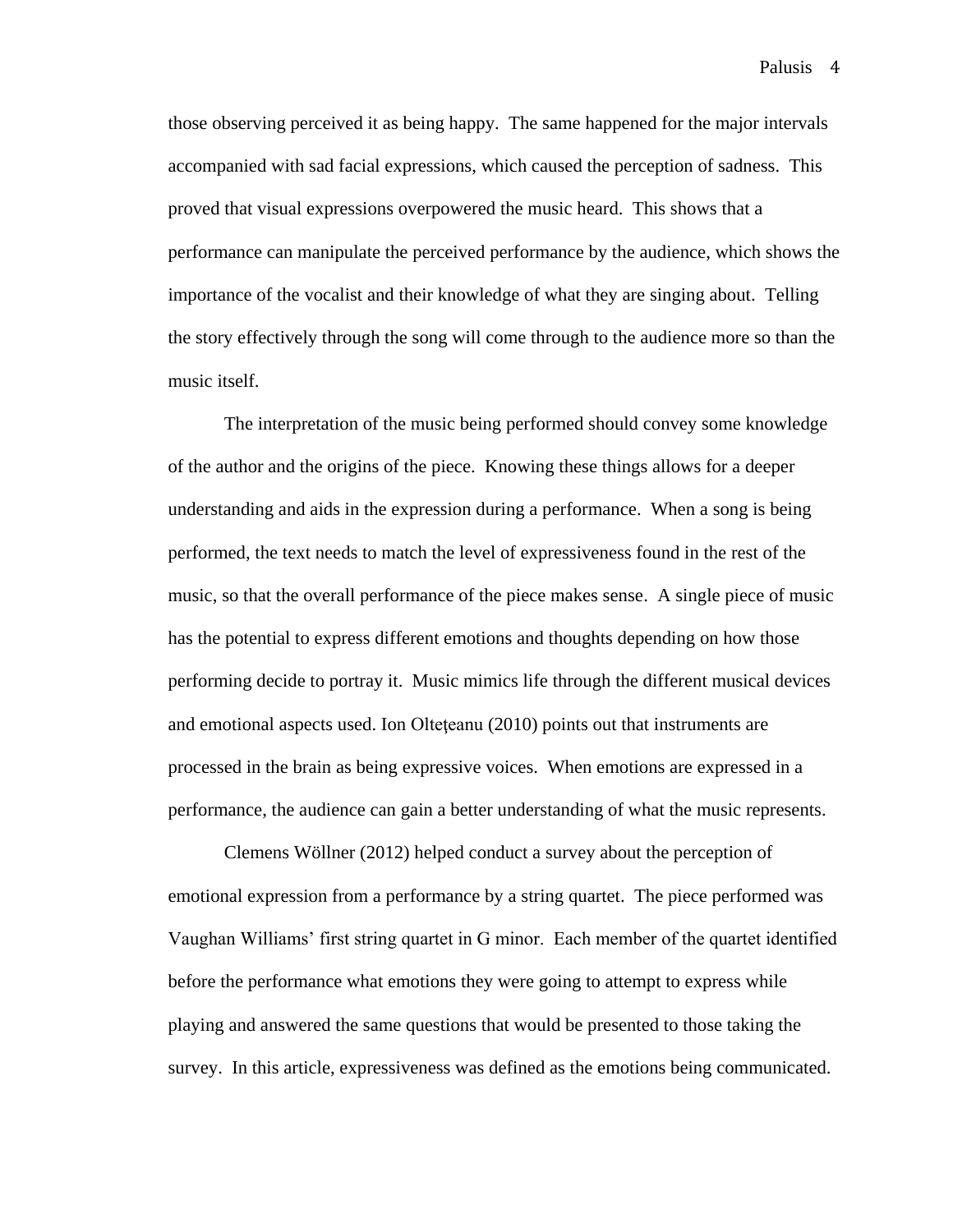those observing perceived it as being happy.  The same happened for the major intervals accompanied with sad facial expressions, which caused the perception of sadness.  This proved that visual expressions overpowered the music heard.  This shows that a performance can manipulate the perceived performance by the audience, which shows the importance of the vocalist and their knowledge of what they are singing about.  Telling the story effectively through the song will come through to the audience more so than the music itself.

The interpretation of the music being performed should convey some knowledge of the author and the origins of the piece.  Knowing these things allows for a deeper understanding and aids in the expression during a performance.  When a song is being performed, the text needs to match the level of expressiveness found in the rest of the music, so that the overall performance of the piece makes sense.  A single piece of music has the potential to express different emotions and thoughts depending on how those performing decide to portray it.  Music mimics life through the different musical devices and emotional aspects used. Ion Olteţeanu (2010) points out that instruments are processed in the brain as being expressive voices.  When emotions are expressed in a performance, the audience can gain a better understanding of what the music represents.

Clemens Wöllner (2012) helped conduct a survey about the perception of emotional expression from a performance by a string quartet.  The piece performed was Vaughan Williams' first string quartet in G minor.  Each member of the quartet identified before the performance what emotions they were going to attempt to express while playing and answered the same questions that would be presented to those taking the survey.  In this article, expressiveness was defined as the emotions being communicated.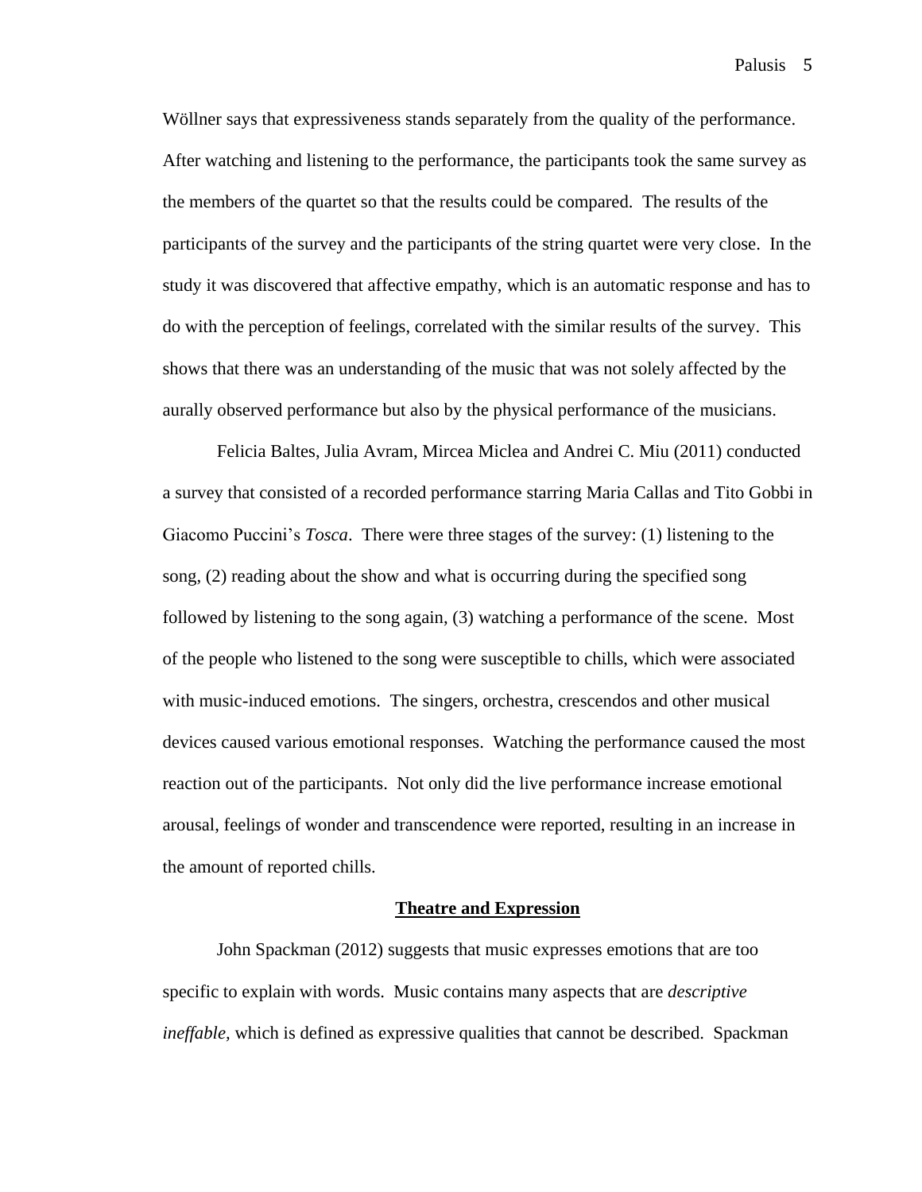Wöllner says that expressiveness stands separately from the quality of the performance. After watching and listening to the performance, the participants took the same survey as the members of the quartet so that the results could be compared. The results of the participants of the survey and the participants of the string quartet were very close. In the study it was discovered that affective empathy, which is an automatic response and has to do with the perception of feelings, correlated with the similar results of the survey. This shows that there was an understanding of the music that was not solely affected by the aurally observed performance but also by the physical performance of the musicians.

Felicia Baltes, Julia Avram, Mircea Miclea and Andrei C. Miu (2011) conducted a survey that consisted of a recorded performance starring Maria Callas and Tito Gobbi in Giacomo Puccini's *Tosca*. There were three stages of the survey: (1) listening to the song, (2) reading about the show and what is occurring during the specified song followed by listening to the song again, (3) watching a performance of the scene. Most of the people who listened to the song were susceptible to chills, which were associated with music-induced emotions. The singers, orchestra, crescendos and other musical devices caused various emotional responses. Watching the performance caused the most reaction out of the participants. Not only did the live performance increase emotional arousal, feelings of wonder and transcendence were reported, resulting in an increase in the amount of reported chills.

## Theatre and Expression

John Spackman (2012) suggests that music expresses emotions that are too specific to explain with words. Music contains many aspects that are *descriptive ineffable,* which is defined as expressive qualities that cannot be described. Spackman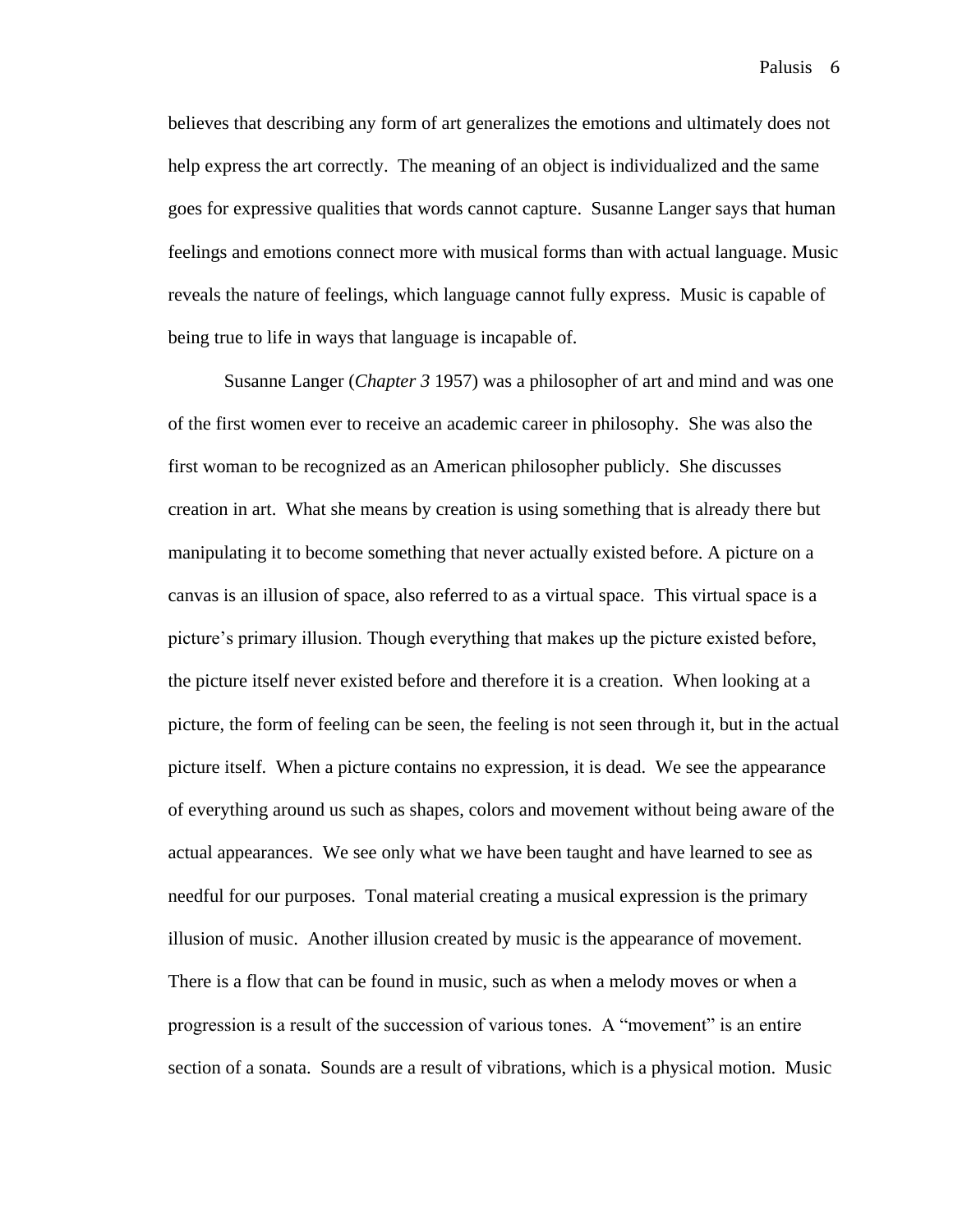believes that describing any form of art generalizes the emotions and ultimately does not help express the art correctly. The meaning of an object is individualized and the same goes for expressive qualities that words cannot capture. Susanne Langer says that human feelings and emotions connect more with musical forms than with actual language. Music reveals the nature of feelings, which language cannot fully express. Music is capable of being true to life in ways that language is incapable of.

Susanne Langer (*Chapter 3* 1957) was a philosopher of art and mind and was one of the first women ever to receive an academic career in philosophy. She was also the first woman to be recognized as an American philosopher publicly. She discusses creation in art. What she means by creation is using something that is already there but manipulating it to become something that never actually existed before. A picture on a canvas is an illusion of space, also referred to as a virtual space. This virtual space is a picture's primary illusion. Though everything that makes up the picture existed before, the picture itself never existed before and therefore it is a creation. When looking at a picture, the form of feeling can be seen, the feeling is not seen through it, but in the actual picture itself. When a picture contains no expression, it is dead. We see the appearance of everything around us such as shapes, colors and movement without being aware of the actual appearances. We see only what we have been taught and have learned to see as needful for our purposes. Tonal material creating a musical expression is the primary illusion of music. Another illusion created by music is the appearance of movement. There is a flow that can be found in music, such as when a melody moves or when a progression is a result of the succession of various tones. A "movement" is an entire section of a sonata. Sounds are a result of vibrations, which is a physical motion. Music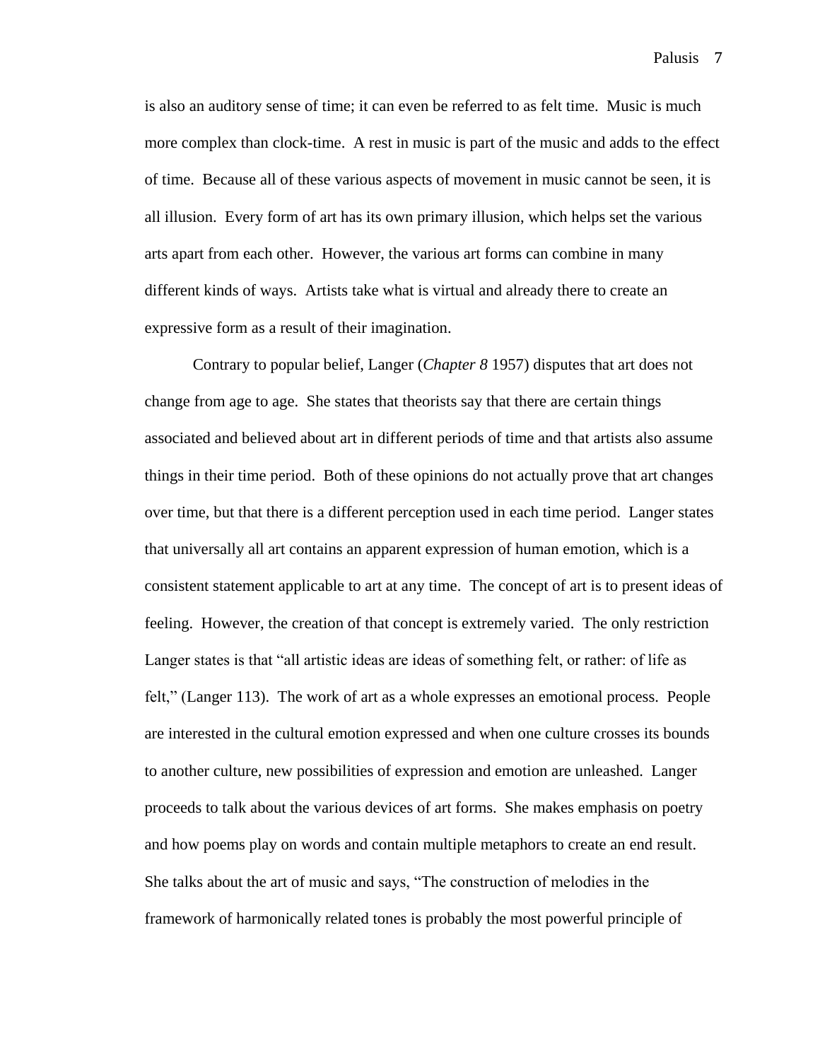is also an auditory sense of time; it can even be referred to as felt time. Music is much more complex than clock-time. A rest in music is part of the music and adds to the effect of time. Because all of these various aspects of movement in music cannot be seen, it is all illusion. Every form of art has its own primary illusion, which helps set the various arts apart from each other. However, the various art forms can combine in many different kinds of ways. Artists take what is virtual and already there to create an expressive form as a result of their imagination.

Contrary to popular belief, Langer (*Chapter 8* 1957) disputes that art does not change from age to age. She states that theorists say that there are certain things associated and believed about art in different periods of time and that artists also assume things in their time period. Both of these opinions do not actually prove that art changes over time, but that there is a different perception used in each time period. Langer states that universally all art contains an apparent expression of human emotion, which is a consistent statement applicable to art at any time. The concept of art is to present ideas of feeling. However, the creation of that concept is extremely varied. The only restriction Langer states is that "all artistic ideas are ideas of something felt, or rather: of life as felt," (Langer 113). The work of art as a whole expresses an emotional process. People are interested in the cultural emotion expressed and when one culture crosses its bounds to another culture, new possibilities of expression and emotion are unleashed. Langer proceeds to talk about the various devices of art forms. She makes emphasis on poetry and how poems play on words and contain multiple metaphors to create an end result. She talks about the art of music and says, "The construction of melodies in the framework of harmonically related tones is probably the most powerful principle of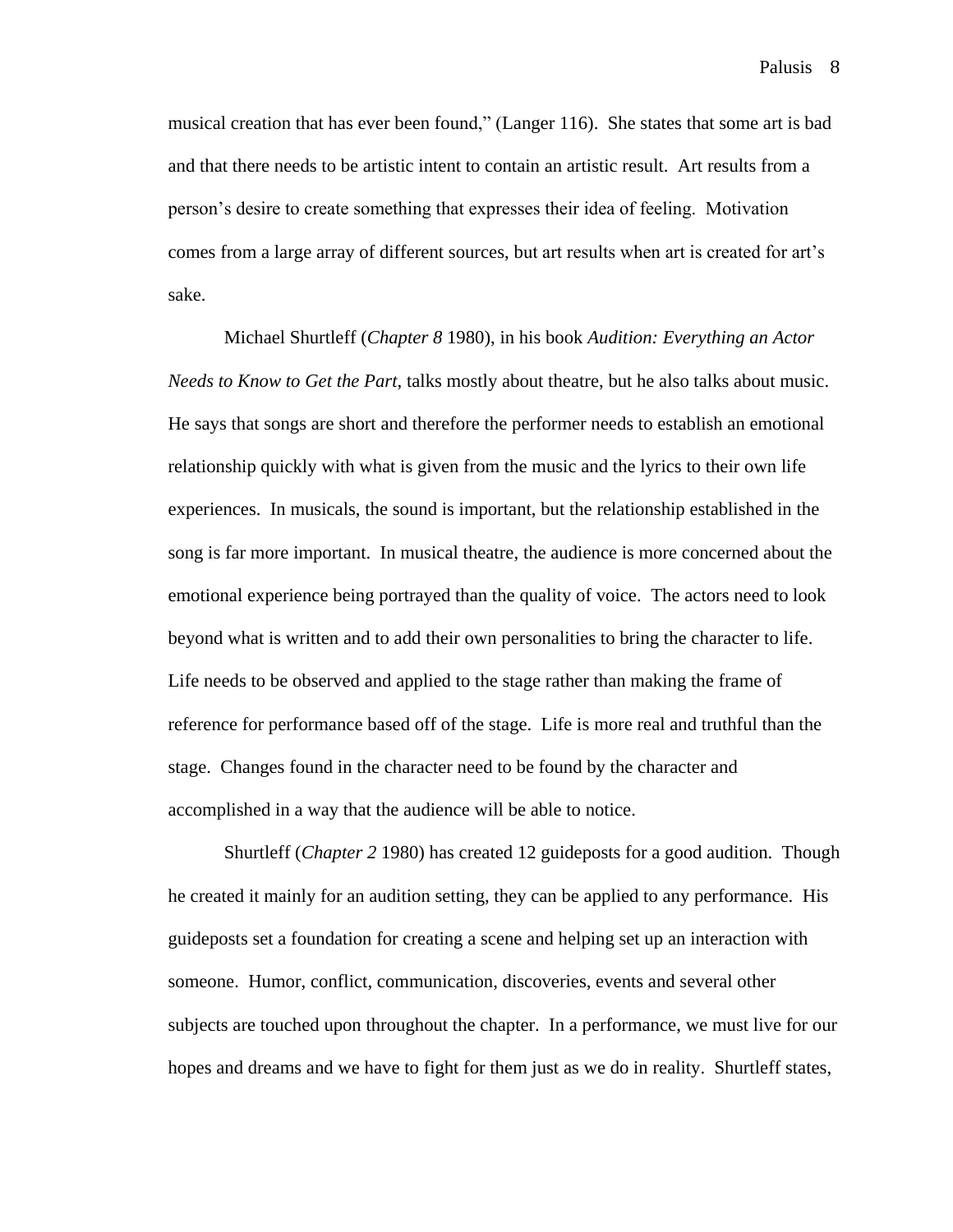musical creation that has ever been found," (Langer 116). She states that some art is bad and that there needs to be artistic intent to contain an artistic result. Art results from a person's desire to create something that expresses their idea of feeling. Motivation comes from a large array of different sources, but art results when art is created for art's sake.

Michael Shurtleff (*Chapter 8* 1980), in his book *Audition: Everything an Actor Needs to Know to Get the Part*, talks mostly about theatre, but he also talks about music. He says that songs are short and therefore the performer needs to establish an emotional relationship quickly with what is given from the music and the lyrics to their own life experiences. In musicals, the sound is important, but the relationship established in the song is far more important. In musical theatre, the audience is more concerned about the emotional experience being portrayed than the quality of voice. The actors need to look beyond what is written and to add their own personalities to bring the character to life. Life needs to be observed and applied to the stage rather than making the frame of reference for performance based off of the stage. Life is more real and truthful than the stage. Changes found in the character need to be found by the character and accomplished in a way that the audience will be able to notice.

Shurtleff (*Chapter 2* 1980) has created 12 guideposts for a good audition. Though he created it mainly for an audition setting, they can be applied to any performance. His guideposts set a foundation for creating a scene and helping set up an interaction with someone. Humor, conflict, communication, discoveries, events and several other subjects are touched upon throughout the chapter. In a performance, we must live for our hopes and dreams and we have to fight for them just as we do in reality. Shurtleff states,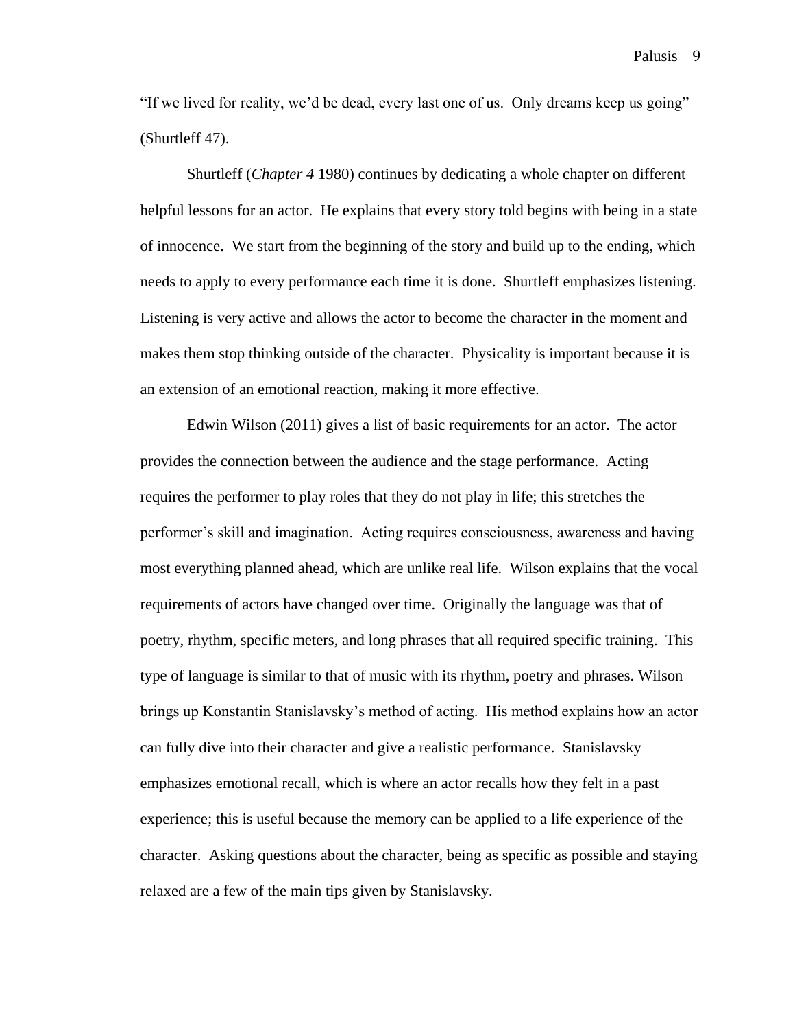"If we lived for reality, we'd be dead, every last one of us. Only dreams keep us going" (Shurtleff 47).

Shurtleff (*Chapter 4* 1980) continues by dedicating a whole chapter on different helpful lessons for an actor. He explains that every story told begins with being in a state of innocence. We start from the beginning of the story and build up to the ending, which needs to apply to every performance each time it is done. Shurtleff emphasizes listening. Listening is very active and allows the actor to become the character in the moment and makes them stop thinking outside of the character. Physicality is important because it is an extension of an emotional reaction, making it more effective.

Edwin Wilson (2011) gives a list of basic requirements for an actor. The actor provides the connection between the audience and the stage performance. Acting requires the performer to play roles that they do not play in life; this stretches the performer's skill and imagination. Acting requires consciousness, awareness and having most everything planned ahead, which are unlike real life. Wilson explains that the vocal requirements of actors have changed over time. Originally the language was that of poetry, rhythm, specific meters, and long phrases that all required specific training. This type of language is similar to that of music with its rhythm, poetry and phrases. Wilson brings up Konstantin Stanislavsky's method of acting. His method explains how an actor can fully dive into their character and give a realistic performance. Stanislavsky emphasizes emotional recall, which is where an actor recalls how they felt in a past experience; this is useful because the memory can be applied to a life experience of the character. Asking questions about the character, being as specific as possible and staying relaxed are a few of the main tips given by Stanislavsky.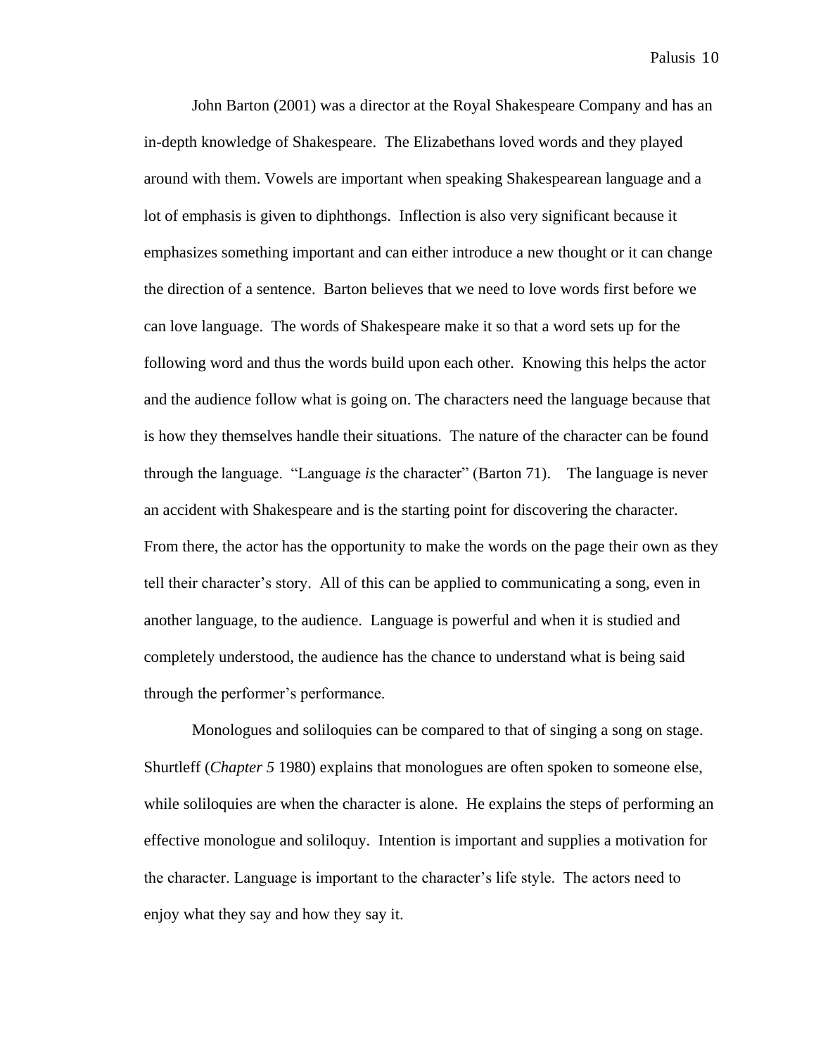John Barton (2001) was a director at the Royal Shakespeare Company and has an in-depth knowledge of Shakespeare. The Elizabethans loved words and they played around with them. Vowels are important when speaking Shakespearean language and a lot of emphasis is given to diphthongs. Inflection is also very significant because it emphasizes something important and can either introduce a new thought or it can change the direction of a sentence. Barton believes that we need to love words first before we can love language. The words of Shakespeare make it so that a word sets up for the following word and thus the words build upon each other. Knowing this helps the actor and the audience follow what is going on. The characters need the language because that is how they themselves handle their situations. The nature of the character can be found through the language. "Language *is* the character" (Barton 71). The language is never an accident with Shakespeare and is the starting point for discovering the character. From there, the actor has the opportunity to make the words on the page their own as they tell their character's story. All of this can be applied to communicating a song, even in another language, to the audience. Language is powerful and when it is studied and completely understood, the audience has the chance to understand what is being said through the performer's performance.

Monologues and soliloquies can be compared to that of singing a song on stage. Shurtleff (*Chapter 5* 1980) explains that monologues are often spoken to someone else, while soliloquies are when the character is alone. He explains the steps of performing an effective monologue and soliloquy. Intention is important and supplies a motivation for the character. Language is important to the character's life style. The actors need to enjoy what they say and how they say it.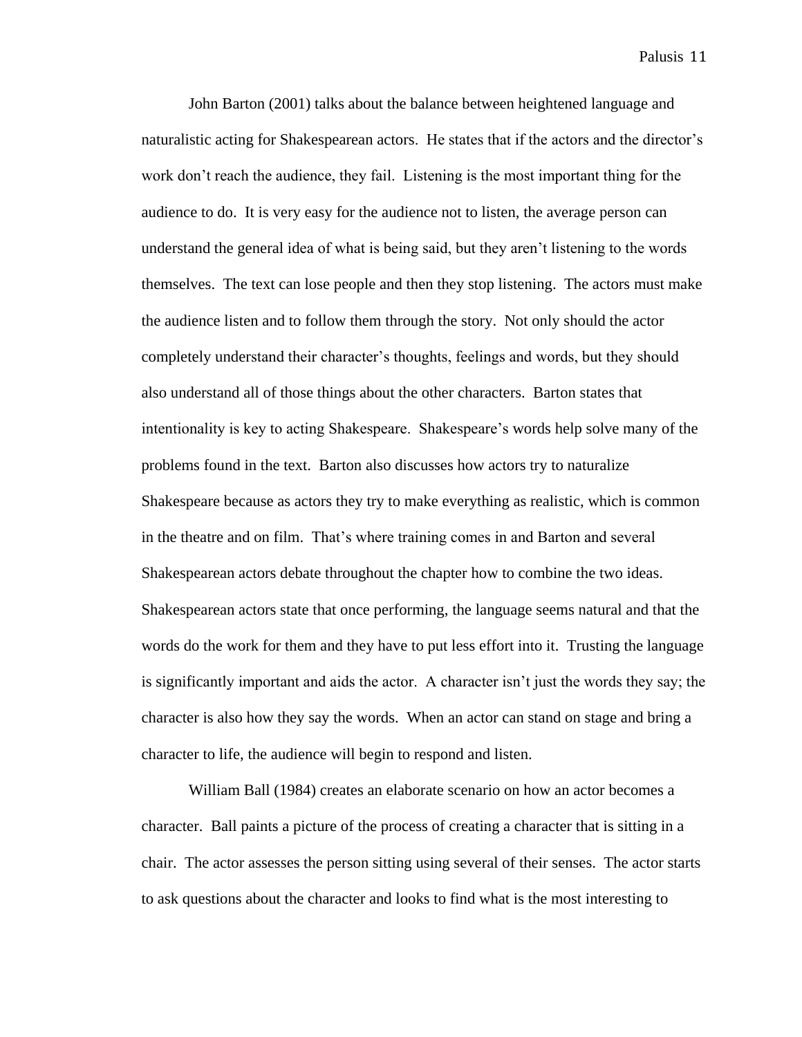John Barton (2001) talks about the balance between heightened language and naturalistic acting for Shakespearean actors. He states that if the actors and the director's work don't reach the audience, they fail. Listening is the most important thing for the audience to do. It is very easy for the audience not to listen, the average person can understand the general idea of what is being said, but they aren't listening to the words themselves. The text can lose people and then they stop listening. The actors must make the audience listen and to follow them through the story. Not only should the actor completely understand their character's thoughts, feelings and words, but they should also understand all of those things about the other characters. Barton states that intentionality is key to acting Shakespeare. Shakespeare's words help solve many of the problems found in the text. Barton also discusses how actors try to naturalize Shakespeare because as actors they try to make everything as realistic, which is common in the theatre and on film. That's where training comes in and Barton and several Shakespearean actors debate throughout the chapter how to combine the two ideas. Shakespearean actors state that once performing, the language seems natural and that the words do the work for them and they have to put less effort into it. Trusting the language is significantly important and aids the actor. A character isn't just the words they say; the character is also how they say the words. When an actor can stand on stage and bring a character to life, the audience will begin to respond and listen.

William Ball (1984) creates an elaborate scenario on how an actor becomes a character. Ball paints a picture of the process of creating a character that is sitting in a chair. The actor assesses the person sitting using several of their senses. The actor starts to ask questions about the character and looks to find what is the most interesting to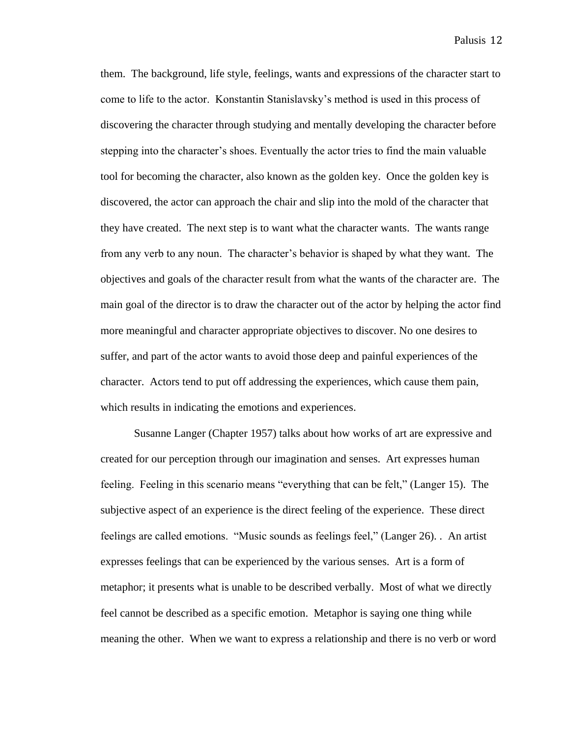them. The background, life style, feelings, wants and expressions of the character start to come to life to the actor. Konstantin Stanislavsky's method is used in this process of discovering the character through studying and mentally developing the character before stepping into the character's shoes. Eventually the actor tries to find the main valuable tool for becoming the character, also known as the golden key. Once the golden key is discovered, the actor can approach the chair and slip into the mold of the character that they have created. The next step is to want what the character wants. The wants range from any verb to any noun. The character's behavior is shaped by what they want. The objectives and goals of the character result from what the wants of the character are. The main goal of the director is to draw the character out of the actor by helping the actor find more meaningful and character appropriate objectives to discover. No one desires to suffer, and part of the actor wants to avoid those deep and painful experiences of the character. Actors tend to put off addressing the experiences, which cause them pain, which results in indicating the emotions and experiences.

Susanne Langer (Chapter 1957) talks about how works of art are expressive and created for our perception through our imagination and senses. Art expresses human feeling. Feeling in this scenario means "everything that can be felt," (Langer 15). The subjective aspect of an experience is the direct feeling of the experience. These direct feelings are called emotions. "Music sounds as feelings feel," (Langer 26). . An artist expresses feelings that can be experienced by the various senses. Art is a form of metaphor; it presents what is unable to be described verbally. Most of what we directly feel cannot be described as a specific emotion. Metaphor is saying one thing while meaning the other. When we want to express a relationship and there is no verb or word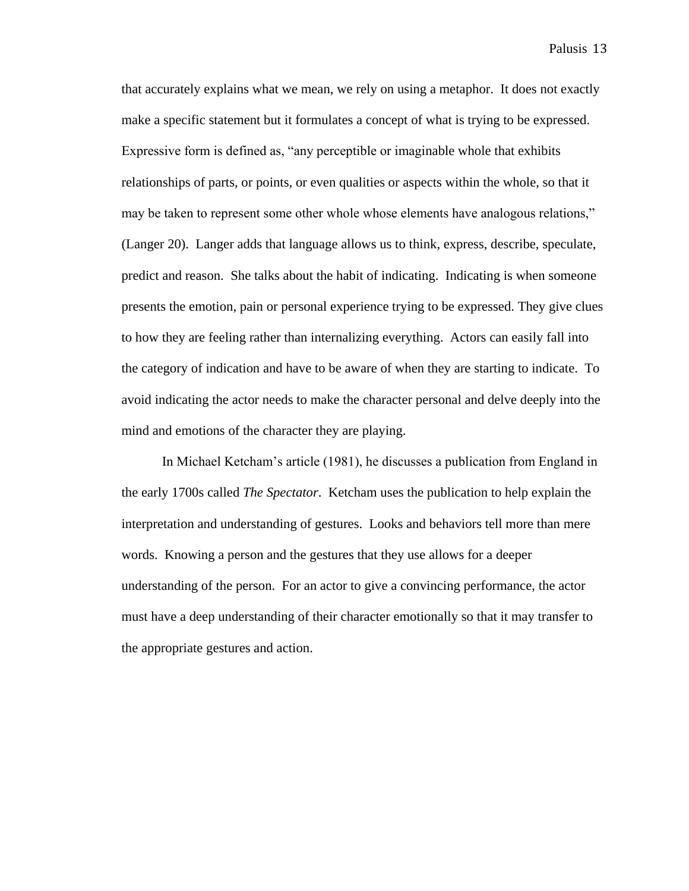that accurately explains what we mean, we rely on using a metaphor. It does not exactly make a specific statement but it formulates a concept of what is trying to be expressed. Expressive form is defined as, “any perceptible or imaginable whole that exhibits relationships of parts, or points, or even qualities or aspects within the whole, so that it may be taken to represent some other whole whose elements have analogous relations,” (Langer 20). Langer adds that language allows us to think, express, describe, speculate, predict and reason. She talks about the habit of indicating. Indicating is when someone presents the emotion, pain or personal experience trying to be expressed. They give clues to how they are feeling rather than internalizing everything. Actors can easily fall into the category of indication and have to be aware of when they are starting to indicate. To avoid indicating the actor needs to make the character personal and delve deeply into the mind and emotions of the character they are playing.

In Michael Ketcham’s article (1981), he discusses a publication from England in the early 1700s called *The Spectator*. Ketcham uses the publication to help explain the interpretation and understanding of gestures. Looks and behaviors tell more than mere words. Knowing a person and the gestures that they use allows for a deeper understanding of the person. For an actor to give a convincing performance, the actor must have a deep understanding of their character emotionally so that it may transfer to the appropriate gestures and action.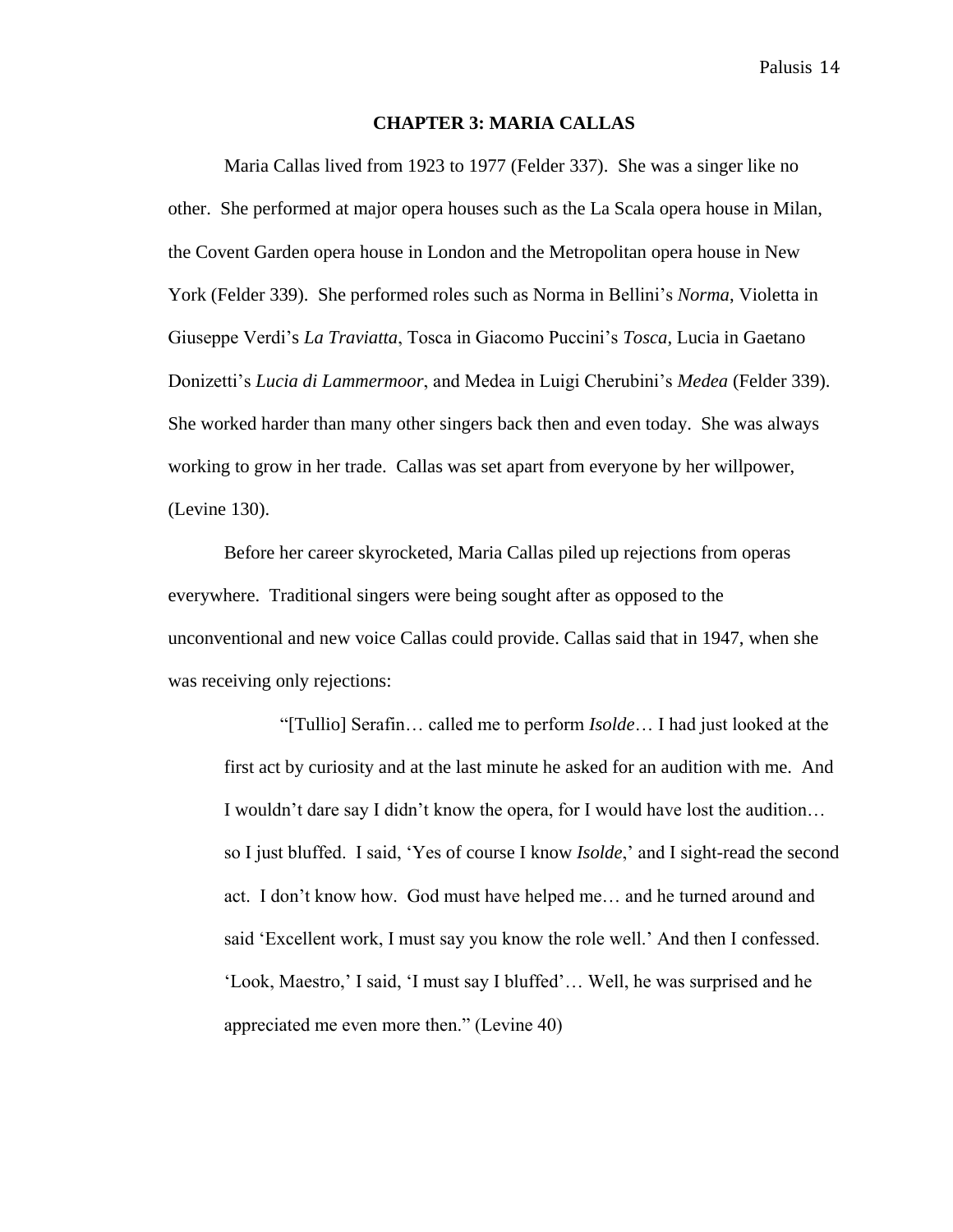## CHAPTER 3: MARIA CALLAS

Maria Callas lived from 1923 to 1977 (Felder 337). She was a singer like no other. She performed at major opera houses such as the La Scala opera house in Milan, the Covent Garden opera house in London and the Metropolitan opera house in New York (Felder 339). She performed roles such as Norma in Bellini's *Norma*, Violetta in Giuseppe Verdi's *La Traviatta*, Tosca in Giacomo Puccini's *Tosca*, Lucia in Gaetano Donizetti's *Lucia di Lammermoor*, and Medea in Luigi Cherubini's *Medea* (Felder 339). She worked harder than many other singers back then and even today. She was always working to grow in her trade. Callas was set apart from everyone by her willpower, (Levine 130).

Before her career skyrocketed, Maria Callas piled up rejections from operas everywhere. Traditional singers were being sought after as opposed to the unconventional and new voice Callas could provide. Callas said that in 1947, when she was receiving only rejections:

> "[Tullio] Serafin… called me to perform *Isolde*… I had just looked at the first act by curiosity and at the last minute he asked for an audition with me. And I wouldn't dare say I didn't know the opera, for I would have lost the audition… so I just bluffed. I said, 'Yes of course I know *Isolde*,' and I sight-read the second act. I don't know how. God must have helped me… and he turned around and said 'Excellent work, I must say you know the role well.' And then I confessed. 'Look, Maestro,' I said, 'I must say I bluffed'… Well, he was surprised and he appreciated me even more then." (Levine 40)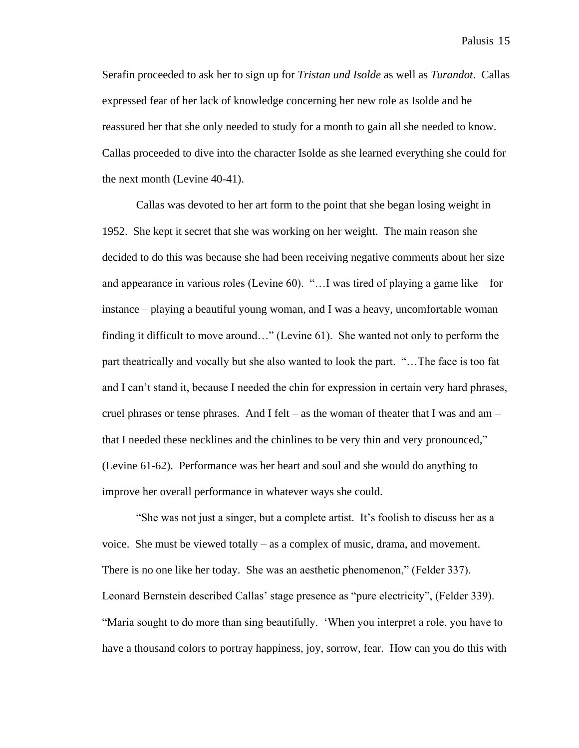Serafin proceeded to ask her to sign up for *Tristan und Isolde* as well as *Turandot*. Callas expressed fear of her lack of knowledge concerning her new role as Isolde and he reassured her that she only needed to study for a month to gain all she needed to know. Callas proceeded to dive into the character Isolde as she learned everything she could for the next month (Levine 40-41).

Callas was devoted to her art form to the point that she began losing weight in 1952. She kept it secret that she was working on her weight. The main reason she decided to do this was because she had been receiving negative comments about her size and appearance in various roles (Levine 60). "…I was tired of playing a game like – for instance – playing a beautiful young woman, and I was a heavy, uncomfortable woman finding it difficult to move around…" (Levine 61). She wanted not only to perform the part theatrically and vocally but she also wanted to look the part. "…The face is too fat and I can't stand it, because I needed the chin for expression in certain very hard phrases, cruel phrases or tense phrases. And I felt – as the woman of theater that I was and am – that I needed these necklines and the chinlines to be very thin and very pronounced," (Levine 61-62). Performance was her heart and soul and she would do anything to improve her overall performance in whatever ways she could.

"She was not just a singer, but a complete artist. It's foolish to discuss her as a voice. She must be viewed totally – as a complex of music, drama, and movement. There is no one like her today. She was an aesthetic phenomenon," (Felder 337). Leonard Bernstein described Callas' stage presence as "pure electricity", (Felder 339). "Maria sought to do more than sing beautifully. 'When you interpret a role, you have to have a thousand colors to portray happiness, joy, sorrow, fear. How can you do this with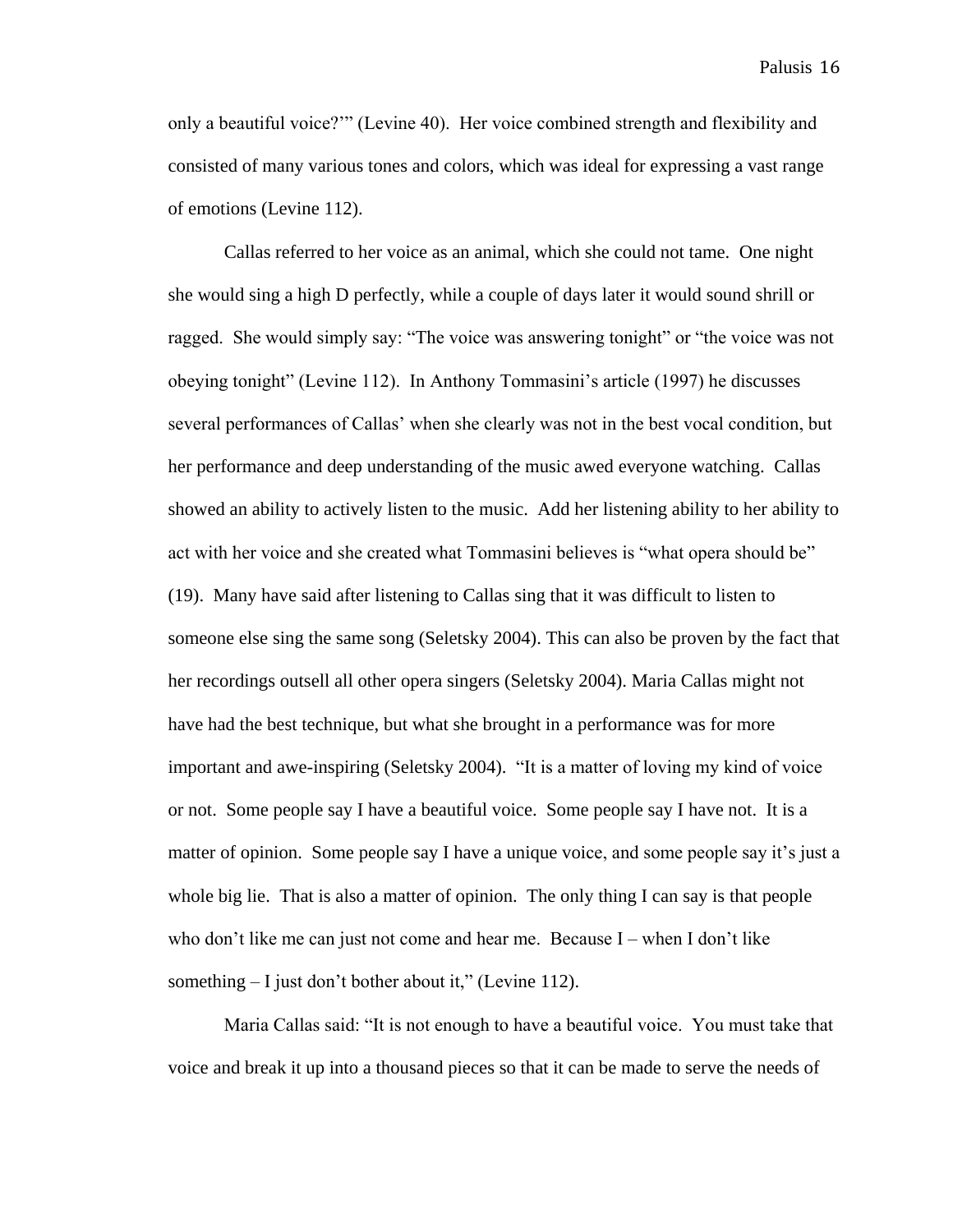only a beautiful voice?'" (Levine 40). Her voice combined strength and flexibility and consisted of many various tones and colors, which was ideal for expressing a vast range of emotions (Levine 112).

Callas referred to her voice as an animal, which she could not tame. One night she would sing a high D perfectly, while a couple of days later it would sound shrill or ragged. She would simply say: "The voice was answering tonight" or "the voice was not obeying tonight" (Levine 112). In Anthony Tommasini's article (1997) he discusses several performances of Callas' when she clearly was not in the best vocal condition, but her performance and deep understanding of the music awed everyone watching. Callas showed an ability to actively listen to the music. Add her listening ability to her ability to act with her voice and she created what Tommasini believes is "what opera should be" (19). Many have said after listening to Callas sing that it was difficult to listen to someone else sing the same song (Seletsky 2004). This can also be proven by the fact that her recordings outsell all other opera singers (Seletsky 2004). Maria Callas might not have had the best technique, but what she brought in a performance was for more important and awe-inspiring (Seletsky 2004). "It is a matter of loving my kind of voice or not. Some people say I have a beautiful voice. Some people say I have not. It is a matter of opinion. Some people say I have a unique voice, and some people say it's just a whole big lie. That is also a matter of opinion. The only thing I can say is that people who don't like me can just not come and hear me. Because I – when I don't like something – I just don't bother about it," (Levine 112).

Maria Callas said: "It is not enough to have a beautiful voice. You must take that voice and break it up into a thousand pieces so that it can be made to serve the needs of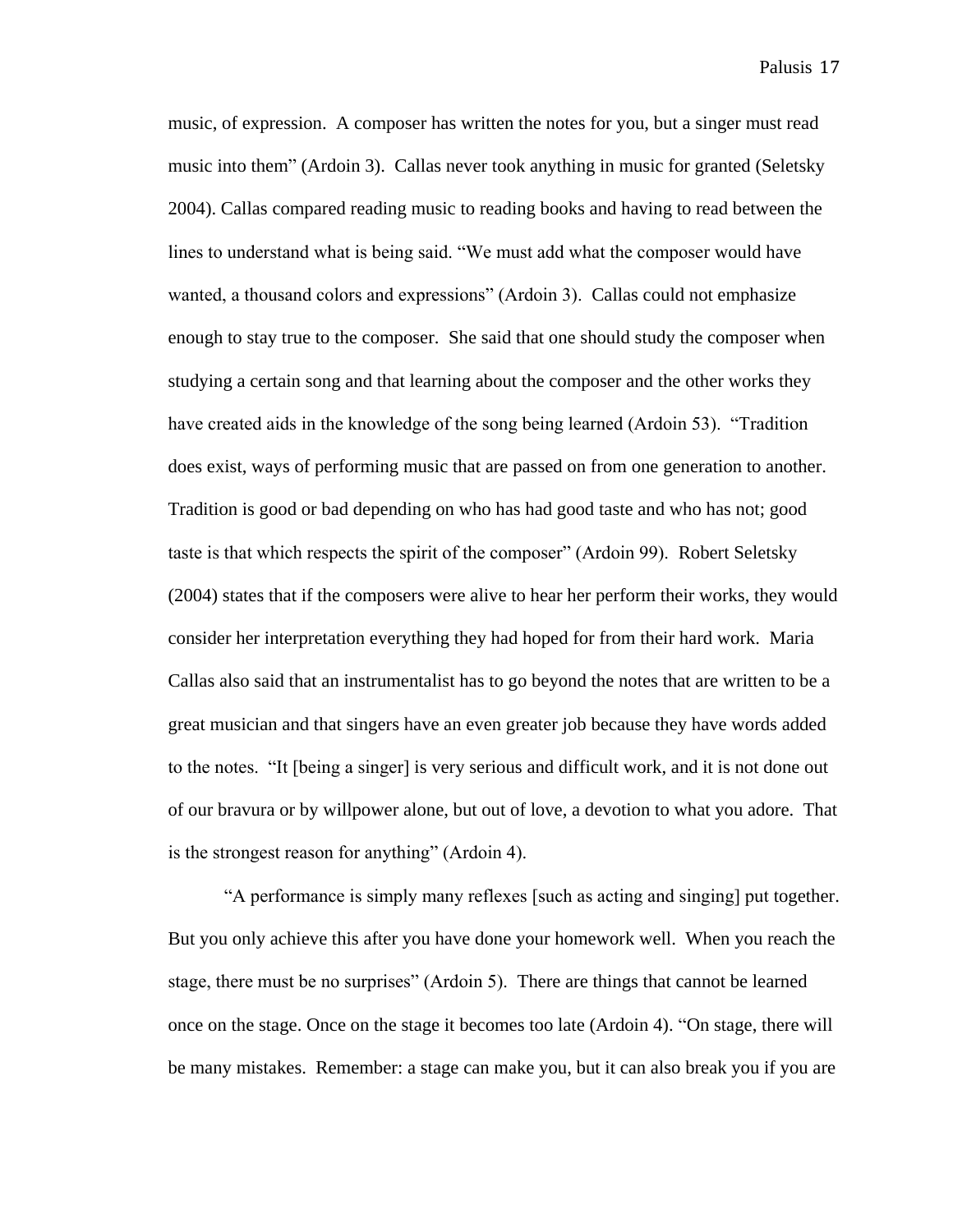music, of expression. A composer has written the notes for you, but a singer must read music into them" (Ardoin 3). Callas never took anything in music for granted (Seletsky 2004). Callas compared reading music to reading books and having to read between the lines to understand what is being said. "We must add what the composer would have wanted, a thousand colors and expressions" (Ardoin 3). Callas could not emphasize enough to stay true to the composer. She said that one should study the composer when studying a certain song and that learning about the composer and the other works they have created aids in the knowledge of the song being learned (Ardoin 53). "Tradition does exist, ways of performing music that are passed on from one generation to another. Tradition is good or bad depending on who has had good taste and who has not; good taste is that which respects the spirit of the composer" (Ardoin 99). Robert Seletsky (2004) states that if the composers were alive to hear her perform their works, they would consider her interpretation everything they had hoped for from their hard work. Maria Callas also said that an instrumentalist has to go beyond the notes that are written to be a great musician and that singers have an even greater job because they have words added to the notes. "It [being a singer] is very serious and difficult work, and it is not done out of our bravura or by willpower alone, but out of love, a devotion to what you adore. That is the strongest reason for anything" (Ardoin 4).

"A performance is simply many reflexes [such as acting and singing] put together. But you only achieve this after you have done your homework well. When you reach the stage, there must be no surprises" (Ardoin 5). There are things that cannot be learned once on the stage. Once on the stage it becomes too late (Ardoin 4). "On stage, there will be many mistakes. Remember: a stage can make you, but it can also break you if you are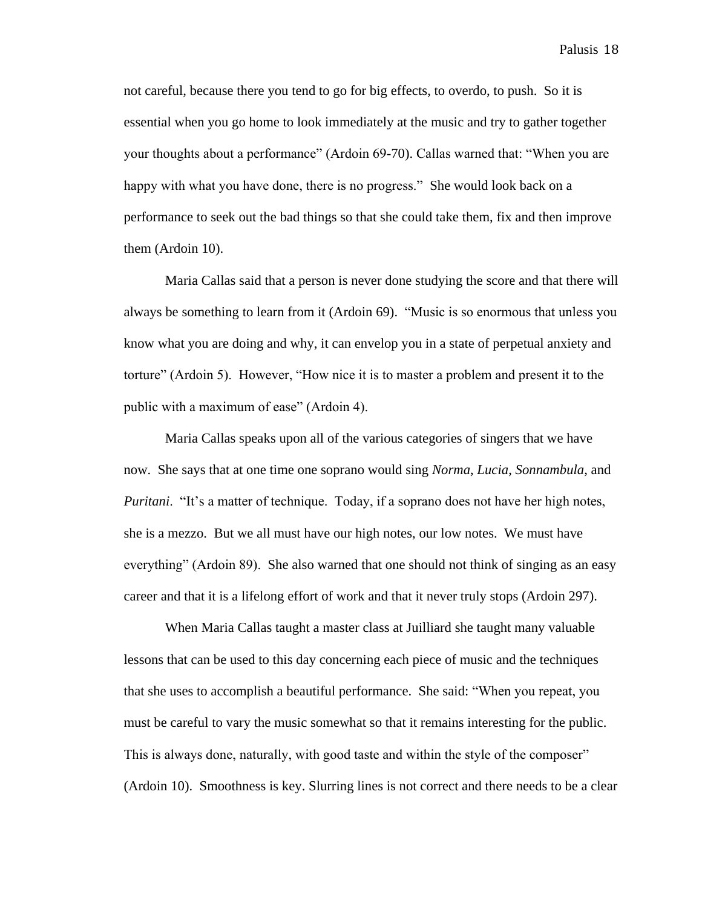not careful, because there you tend to go for big effects, to overdo, to push. So it is essential when you go home to look immediately at the music and try to gather together your thoughts about a performance" (Ardoin 69-70). Callas warned that: "When you are happy with what you have done, there is no progress." She would look back on a performance to seek out the bad things so that she could take them, fix and then improve them (Ardoin 10).

Maria Callas said that a person is never done studying the score and that there will always be something to learn from it (Ardoin 69). "Music is so enormous that unless you know what you are doing and why, it can envelop you in a state of perpetual anxiety and torture" (Ardoin 5). However, "How nice it is to master a problem and present it to the public with a maximum of ease" (Ardoin 4).

Maria Callas speaks upon all of the various categories of singers that we have now. She says that at one time one soprano would sing *Norma, Lucia, Sonnambula,* and *Puritani*. "It's a matter of technique. Today, if a soprano does not have her high notes, she is a mezzo. But we all must have our high notes, our low notes. We must have everything" (Ardoin 89). She also warned that one should not think of singing as an easy career and that it is a lifelong effort of work and that it never truly stops (Ardoin 297).

When Maria Callas taught a master class at Juilliard she taught many valuable lessons that can be used to this day concerning each piece of music and the techniques that she uses to accomplish a beautiful performance. She said: "When you repeat, you must be careful to vary the music somewhat so that it remains interesting for the public. This is always done, naturally, with good taste and within the style of the composer" (Ardoin 10). Smoothness is key. Slurring lines is not correct and there needs to be a clear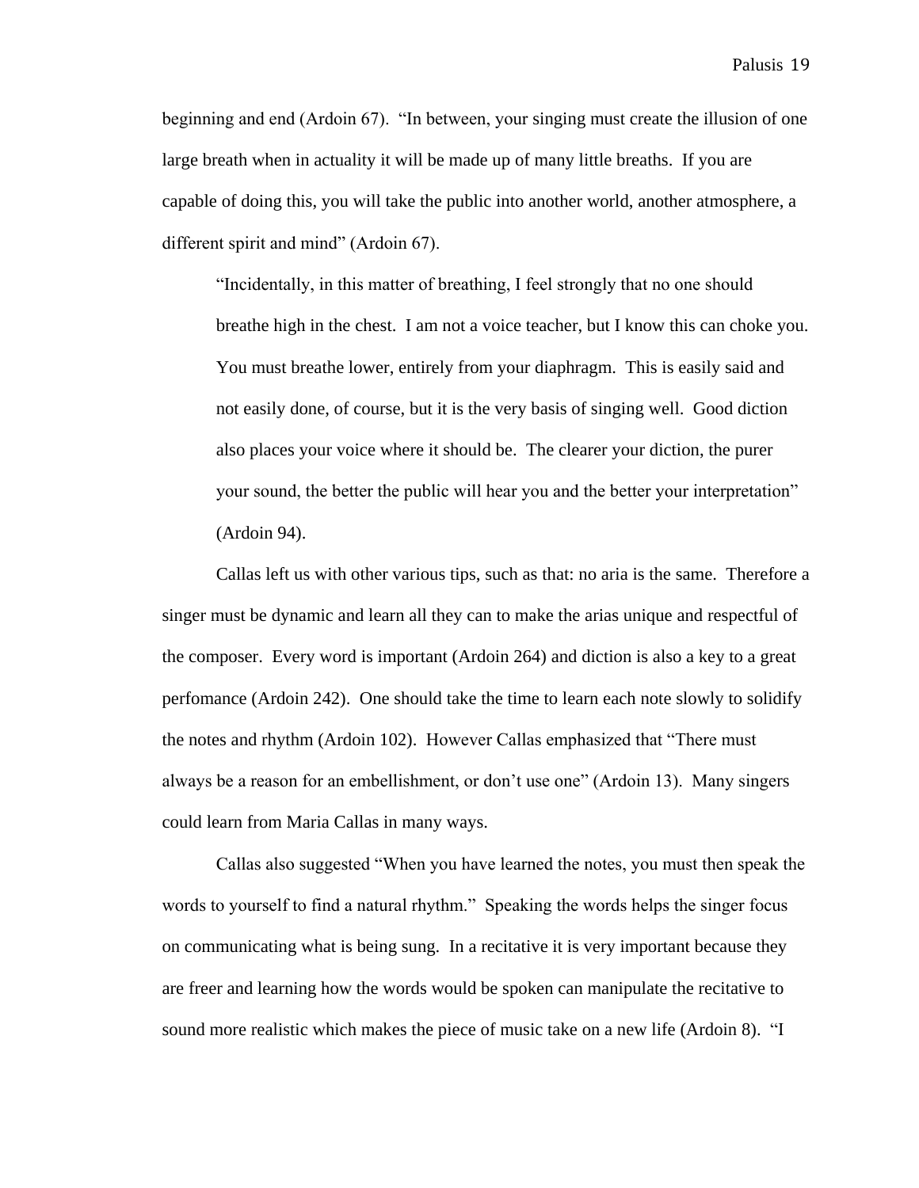beginning and end (Ardoin 67). "In between, your singing must create the illusion of one large breath when in actuality it will be made up of many little breaths. If you are capable of doing this, you will take the public into another world, another atmosphere, a different spirit and mind" (Ardoin 67).

> "Incidentally, in this matter of breathing, I feel strongly that no one should breathe high in the chest. I am not a voice teacher, but I know this can choke you. You must breathe lower, entirely from your diaphragm. This is easily said and not easily done, of course, but it is the very basis of singing well. Good diction also places your voice where it should be. The clearer your diction, the purer your sound, the better the public will hear you and the better your interpretation" (Ardoin 94).

Callas left us with other various tips, such as that: no aria is the same. Therefore a singer must be dynamic and learn all they can to make the arias unique and respectful of the composer. Every word is important (Ardoin 264) and diction is also a key to a great perfomance (Ardoin 242). One should take the time to learn each note slowly to solidify the notes and rhythm (Ardoin 102). However Callas emphasized that "There must always be a reason for an embellishment, or don't use one" (Ardoin 13). Many singers could learn from Maria Callas in many ways.

Callas also suggested "When you have learned the notes, you must then speak the words to yourself to find a natural rhythm." Speaking the words helps the singer focus on communicating what is being sung. In a recitative it is very important because they are freer and learning how the words would be spoken can manipulate the recitative to sound more realistic which makes the piece of music take on a new life (Ardoin 8). "I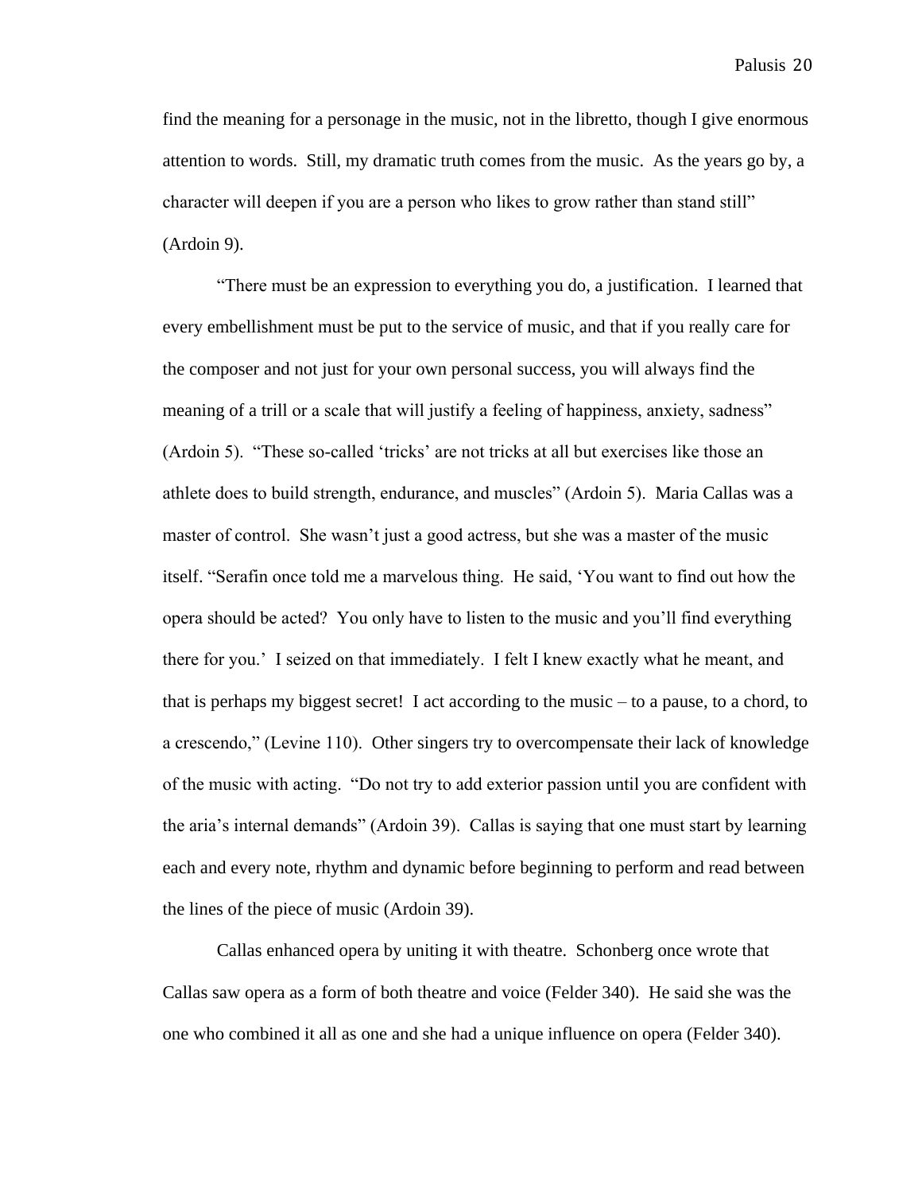find the meaning for a personage in the music, not in the libretto, though I give enormous attention to words. Still, my dramatic truth comes from the music. As the years go by, a character will deepen if you are a person who likes to grow rather than stand still" (Ardoin 9).

"There must be an expression to everything you do, a justification. I learned that every embellishment must be put to the service of music, and that if you really care for the composer and not just for your own personal success, you will always find the meaning of a trill or a scale that will justify a feeling of happiness, anxiety, sadness" (Ardoin 5). "These so-called 'tricks' are not tricks at all but exercises like those an athlete does to build strength, endurance, and muscles" (Ardoin 5). Maria Callas was a master of control. She wasn't just a good actress, but she was a master of the music itself. "Serafin once told me a marvelous thing. He said, 'You want to find out how the opera should be acted? You only have to listen to the music and you'll find everything there for you.' I seized on that immediately. I felt I knew exactly what he meant, and that is perhaps my biggest secret! I act according to the music – to a pause, to a chord, to a crescendo," (Levine 110). Other singers try to overcompensate their lack of knowledge of the music with acting. "Do not try to add exterior passion until you are confident with the aria's internal demands" (Ardoin 39). Callas is saying that one must start by learning each and every note, rhythm and dynamic before beginning to perform and read between the lines of the piece of music (Ardoin 39).

Callas enhanced opera by uniting it with theatre. Schonberg once wrote that Callas saw opera as a form of both theatre and voice (Felder 340). He said she was the one who combined it all as one and she had a unique influence on opera (Felder 340).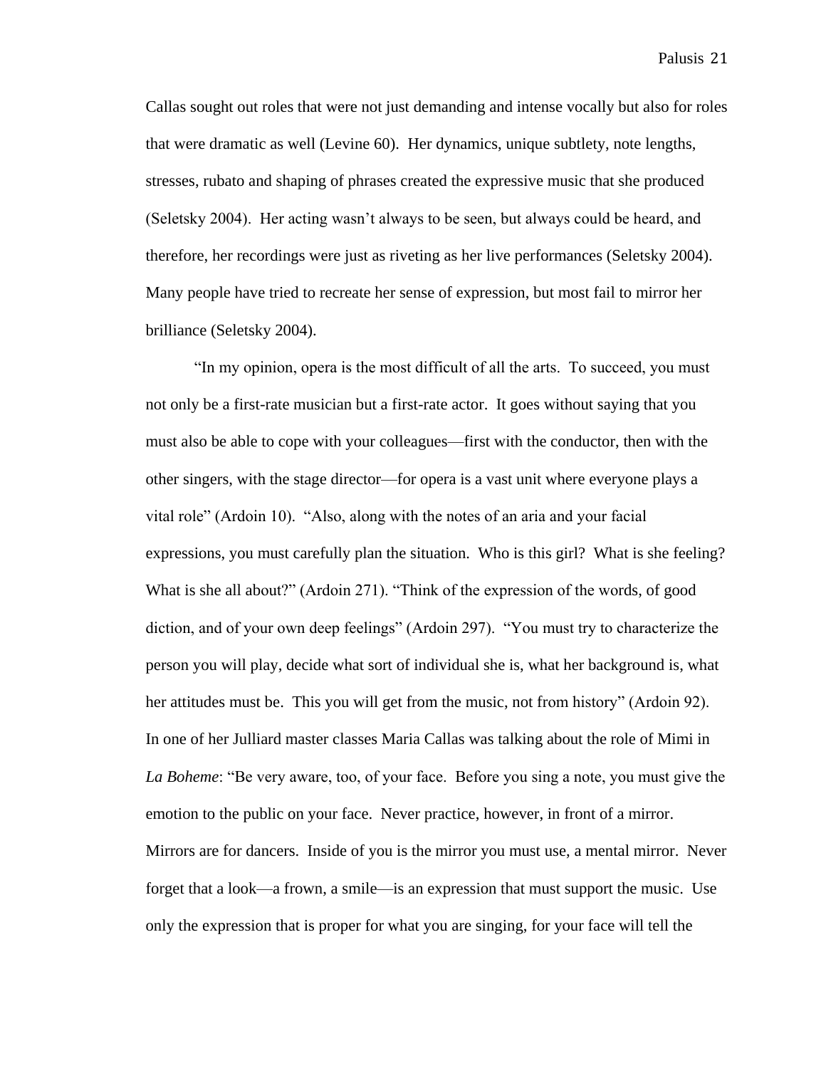Callas sought out roles that were not just demanding and intense vocally but also for roles that were dramatic as well (Levine 60). Her dynamics, unique subtlety, note lengths, stresses, rubato and shaping of phrases created the expressive music that she produced (Seletsky 2004). Her acting wasn't always to be seen, but always could be heard, and therefore, her recordings were just as riveting as her live performances (Seletsky 2004). Many people have tried to recreate her sense of expression, but most fail to mirror her brilliance (Seletsky 2004).

"In my opinion, opera is the most difficult of all the arts. To succeed, you must not only be a first-rate musician but a first-rate actor. It goes without saying that you must also be able to cope with your colleagues—first with the conductor, then with the other singers, with the stage director—for opera is a vast unit where everyone plays a vital role" (Ardoin 10). "Also, along with the notes of an aria and your facial expressions, you must carefully plan the situation. Who is this girl? What is she feeling? What is she all about?" (Ardoin 271). "Think of the expression of the words, of good diction, and of your own deep feelings" (Ardoin 297). "You must try to characterize the person you will play, decide what sort of individual she is, what her background is, what her attitudes must be. This you will get from the music, not from history" (Ardoin 92). In one of her Julliard master classes Maria Callas was talking about the role of Mimi in *La Boheme*: "Be very aware, too, of your face. Before you sing a note, you must give the emotion to the public on your face. Never practice, however, in front of a mirror. Mirrors are for dancers. Inside of you is the mirror you must use, a mental mirror. Never forget that a look—a frown, a smile—is an expression that must support the music. Use only the expression that is proper for what you are singing, for your face will tell the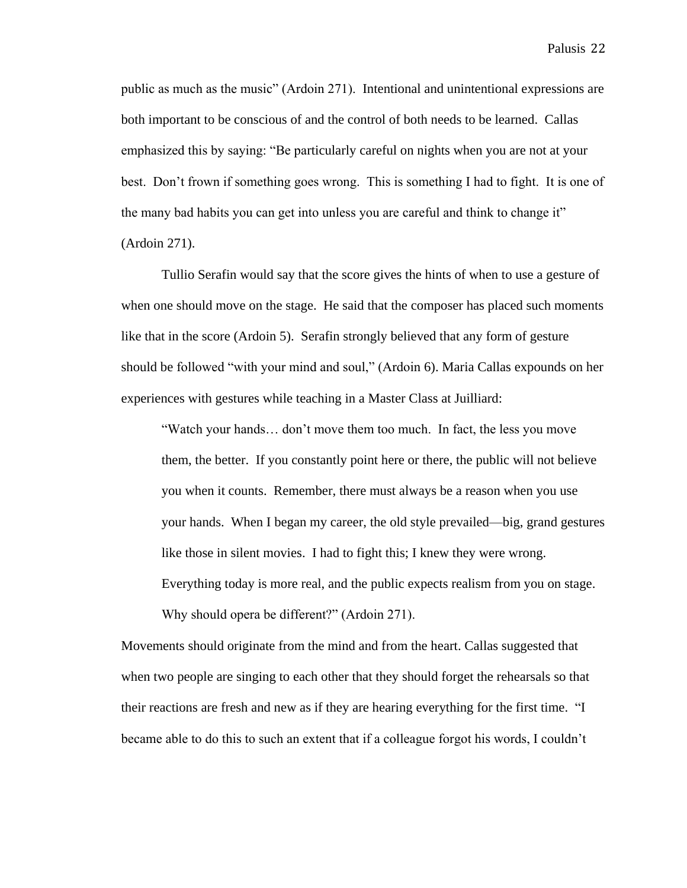public as much as the music" (Ardoin 271). Intentional and unintentional expressions are both important to be conscious of and the control of both needs to be learned. Callas emphasized this by saying: "Be particularly careful on nights when you are not at your best. Don't frown if something goes wrong. This is something I had to fight. It is one of the many bad habits you can get into unless you are careful and think to change it" (Ardoin 271).

Tullio Serafin would say that the score gives the hints of when to use a gesture of when one should move on the stage. He said that the composer has placed such moments like that in the score (Ardoin 5). Serafin strongly believed that any form of gesture should be followed "with your mind and soul," (Ardoin 6). Maria Callas expounds on her experiences with gestures while teaching in a Master Class at Juilliard:

> "Watch your hands… don't move them too much. In fact, the less you move them, the better. If you constantly point here or there, the public will not believe you when it counts. Remember, there must always be a reason when you use your hands. When I began my career, the old style prevailed—big, grand gestures like those in silent movies. I had to fight this; I knew they were wrong. Everything today is more real, and the public expects realism from you on stage. Why should opera be different?" (Ardoin 271).

Movements should originate from the mind and from the heart. Callas suggested that when two people are singing to each other that they should forget the rehearsals so that their reactions are fresh and new as if they are hearing everything for the first time. "I became able to do this to such an extent that if a colleague forgot his words, I couldn't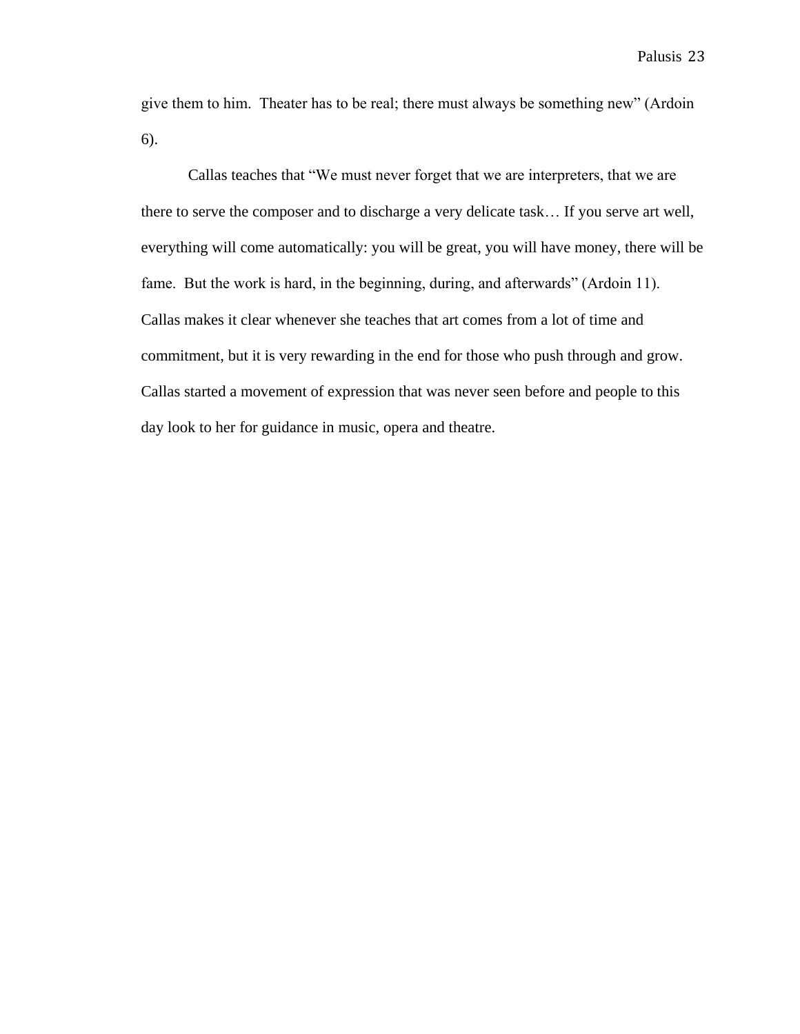give them to him. Theater has to be real; there must always be something new" (Ardoin 6).

Callas teaches that "We must never forget that we are interpreters, that we are there to serve the composer and to discharge a very delicate task… If you serve art well, everything will come automatically: you will be great, you will have money, there will be fame. But the work is hard, in the beginning, during, and afterwards" (Ardoin 11). Callas makes it clear whenever she teaches that art comes from a lot of time and commitment, but it is very rewarding in the end for those who push through and grow. Callas started a movement of expression that was never seen before and people to this day look to her for guidance in music, opera and theatre.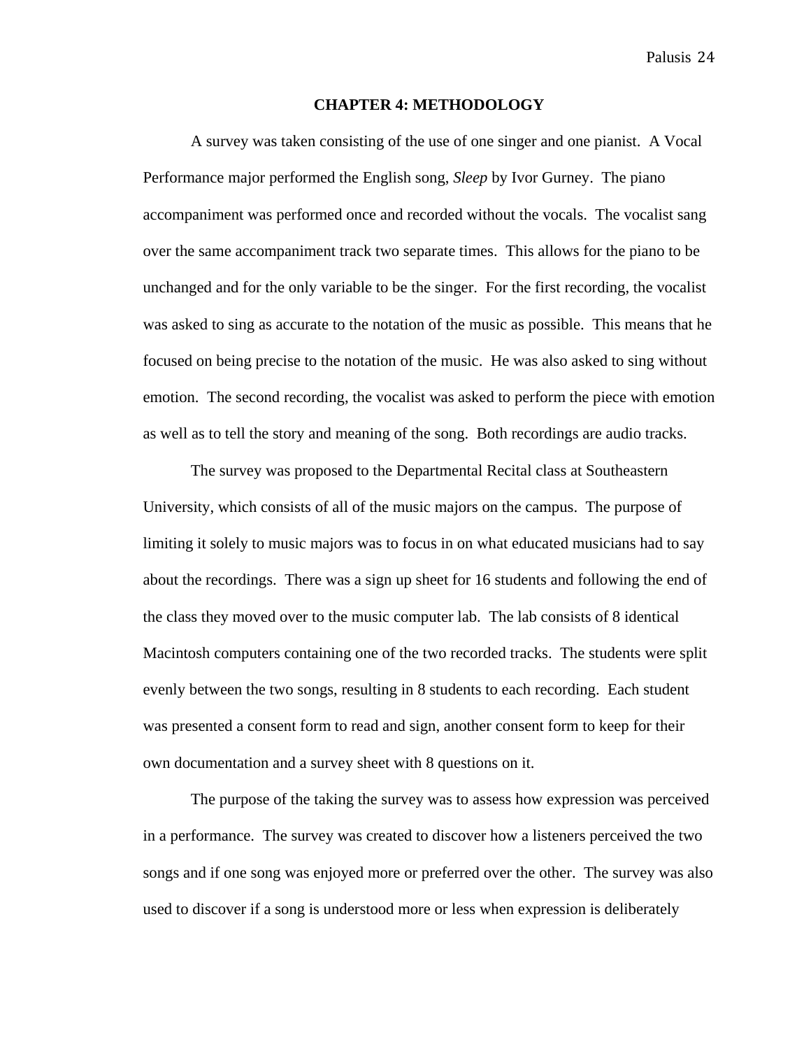# CHAPTER 4: METHODOLOGY

A survey was taken consisting of the use of one singer and one pianist. A Vocal Performance major performed the English song, *Sleep* by Ivor Gurney. The piano accompaniment was performed once and recorded without the vocals. The vocalist sang over the same accompaniment track two separate times. This allows for the piano to be unchanged and for the only variable to be the singer. For the first recording, the vocalist was asked to sing as accurate to the notation of the music as possible. This means that he focused on being precise to the notation of the music. He was also asked to sing without emotion. The second recording, the vocalist was asked to perform the piece with emotion as well as to tell the story and meaning of the song. Both recordings are audio tracks.

The survey was proposed to the Departmental Recital class at Southeastern University, which consists of all of the music majors on the campus. The purpose of limiting it solely to music majors was to focus in on what educated musicians had to say about the recordings. There was a sign up sheet for 16 students and following the end of the class they moved over to the music computer lab. The lab consists of 8 identical Macintosh computers containing one of the two recorded tracks. The students were split evenly between the two songs, resulting in 8 students to each recording. Each student was presented a consent form to read and sign, another consent form to keep for their own documentation and a survey sheet with 8 questions on it.

The purpose of the taking the survey was to assess how expression was perceived in a performance. The survey was created to discover how a listeners perceived the two songs and if one song was enjoyed more or preferred over the other. The survey was also used to discover if a song is understood more or less when expression is deliberately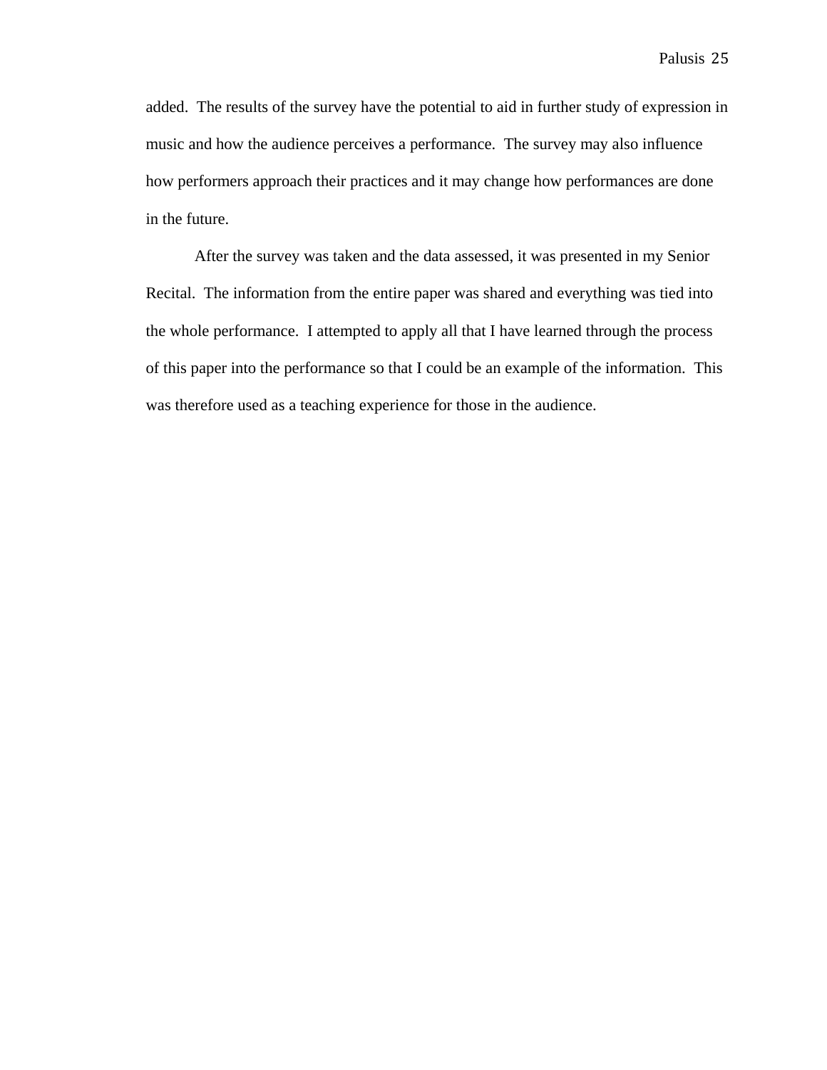added.  The results of the survey have the potential to aid in further study of expression in music and how the audience perceives a performance.  The survey may also influence how performers approach their practices and it may change how performances are done in the future.

After the survey was taken and the data assessed, it was presented in my Senior Recital.  The information from the entire paper was shared and everything was tied into the whole performance.  I attempted to apply all that I have learned through the process of this paper into the performance so that I could be an example of the information.  This was therefore used as a teaching experience for those in the audience.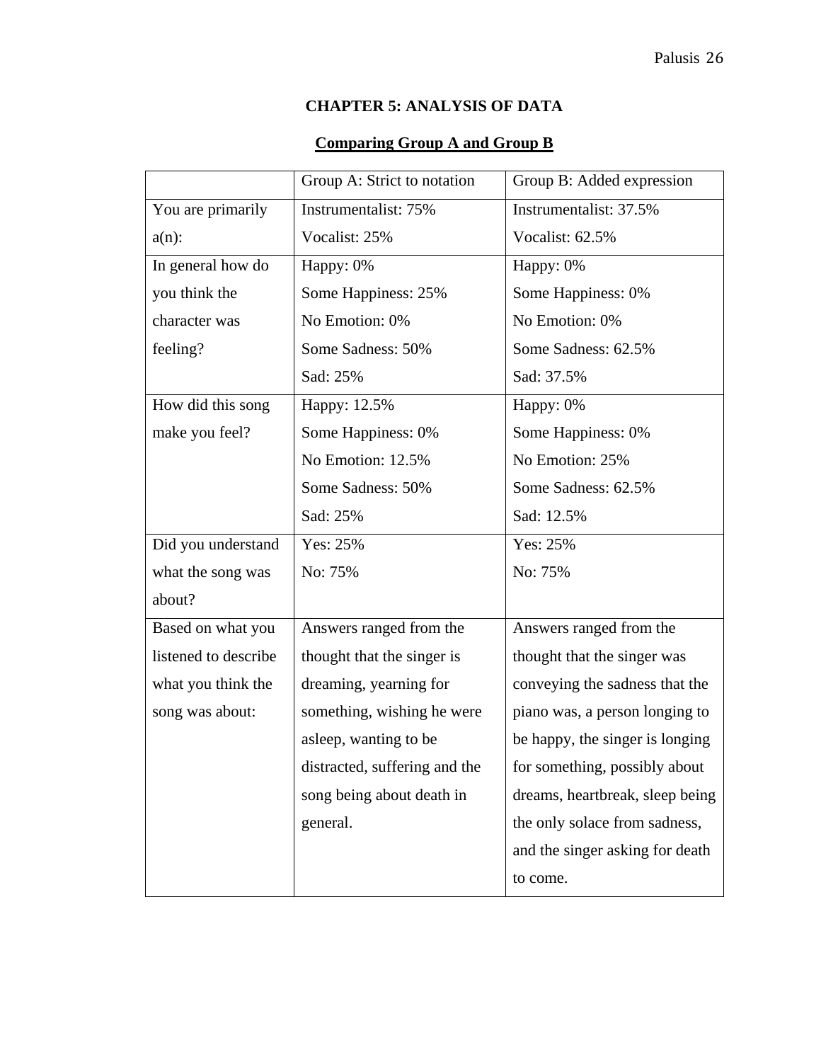## CHAPTER 5: ANALYSIS OF DATA

### Comparing Group A and Group B

| | Group A: Strict to notation | Group B: Added expression |
|---|---|---|
| You are primarily a(n): | Instrumentalist: 75%<br>Vocalist: 25% | Instrumentalist: 37.5%<br>Vocalist: 62.5% |
| In general how do you think the character was feeling? | Happy: 0%<br>Some Happiness: 25%<br>No Emotion: 0%<br>Some Sadness: 50%<br>Sad: 25% | Happy: 0%<br>Some Happiness: 0%<br>No Emotion: 0%<br>Some Sadness: 62.5%<br>Sad: 37.5% |
| How did this song make you feel? | Happy: 12.5%<br>Some Happiness: 0%<br>No Emotion: 12.5%<br>Some Sadness: 50%<br>Sad: 25% | Happy: 0%<br>Some Happiness: 0%<br>No Emotion: 25%<br>Some Sadness: 62.5%<br>Sad: 12.5% |
| Did you understand what the song was about? | Yes: 25%<br>No: 75% | Yes: 25%<br>No: 75% |
| Based on what you listened to describe what you think the song was about: | Answers ranged from the thought that the singer is dreaming, yearning for something, wishing he were asleep, wanting to be distracted, suffering and the song being about death in general. | Answers ranged from the thought that the singer was conveying the sadness that the piano was, a person longing to be happy, the singer is longing for something, possibly about dreams, heartbreak, sleep being the only solace from sadness, and the singer asking for death to come. |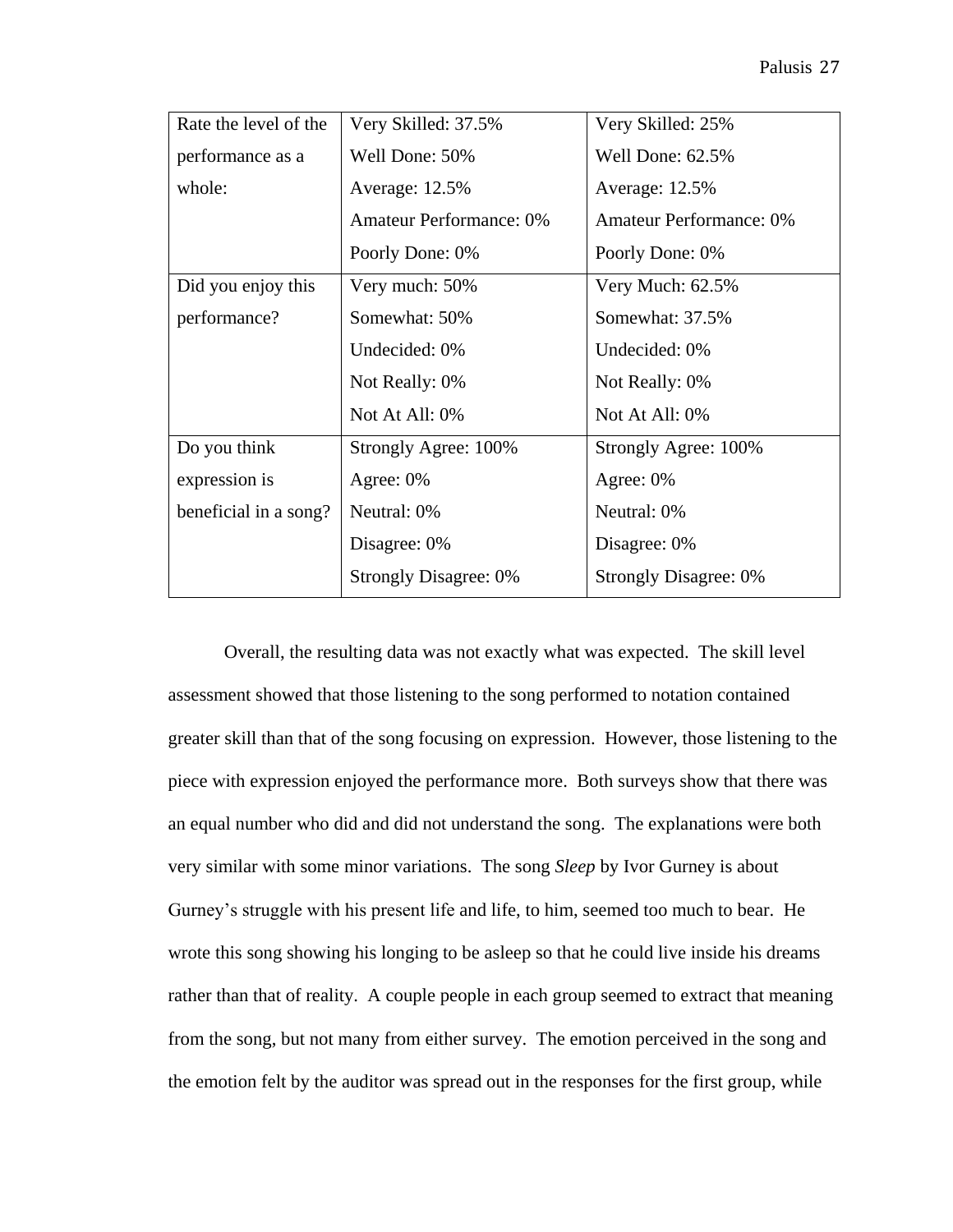| Rate the level of the performance as a whole: | Very Skilled: 37.5%<br>Well Done: 50%<br>Average: 12.5%<br>Amateur Performance: 0%<br>Poorly Done: 0% | Very Skilled: 25%<br>Well Done: 62.5%<br>Average: 12.5%<br>Amateur Performance: 0%<br>Poorly Done: 0% |
|---|---|---|
| Did you enjoy this performance? | Very much: 50%<br>Somewhat: 50%<br>Undecided: 0%<br>Not Really: 0%<br>Not At All: 0% | Very Much: 62.5%<br>Somewhat: 37.5%<br>Undecided: 0%<br>Not Really: 0%<br>Not At All: 0% |
| Do you think expression is beneficial in a song? | Strongly Agree: 100%<br>Agree: 0%<br>Neutral: 0%<br>Disagree: 0%<br>Strongly Disagree: 0% | Strongly Agree: 100%<br>Agree: 0%<br>Neutral: 0%<br>Disagree: 0%<br>Strongly Disagree: 0% |

Overall, the resulting data was not exactly what was expected. The skill level assessment showed that those listening to the song performed to notation contained greater skill than that of the song focusing on expression. However, those listening to the piece with expression enjoyed the performance more. Both surveys show that there was an equal number who did and did not understand the song. The explanations were both very similar with some minor variations. The song *Sleep* by Ivor Gurney is about Gurney's struggle with his present life and life, to him, seemed too much to bear. He wrote this song showing his longing to be asleep so that he could live inside his dreams rather than that of reality. A couple people in each group seemed to extract that meaning from the song, but not many from either survey. The emotion perceived in the song and the emotion felt by the auditor was spread out in the responses for the first group, while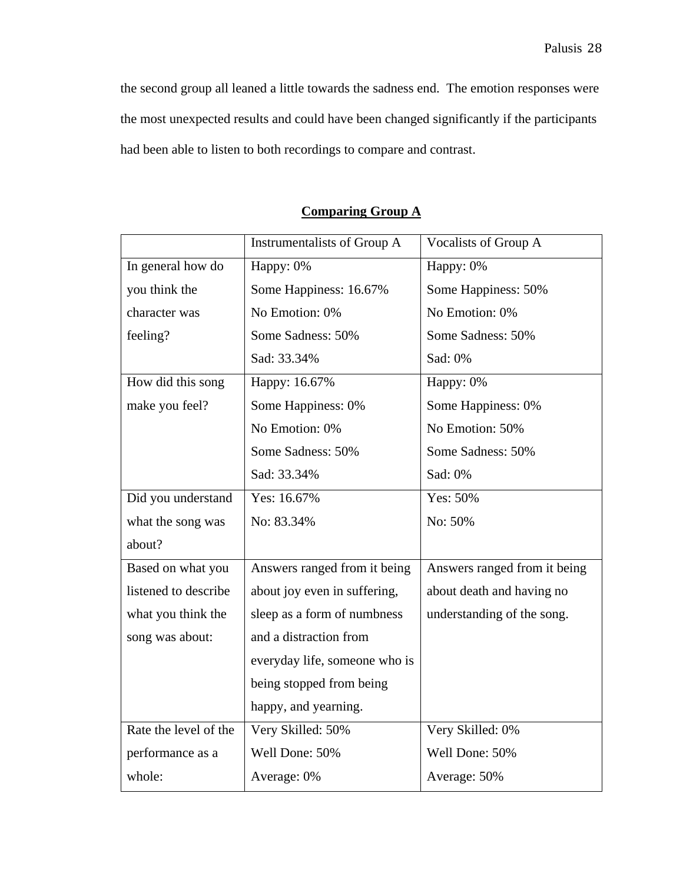the second group all leaned a little towards the sadness end. The emotion responses were the most unexpected results and could have been changed significantly if the participants had been able to listen to both recordings to compare and contrast.

**Comparing Group A**

| | Instrumentalists of Group A | Vocalists of Group A |
|---|---|---|
| In general how do you think the character was feeling? | Happy: 0%<br>Some Happiness: 16.67%<br>No Emotion: 0%<br>Some Sadness: 50%<br>Sad: 33.34% | Happy: 0%<br>Some Happiness: 50%<br>No Emotion: 0%<br>Some Sadness: 50%<br>Sad: 0% |
| How did this song make you feel? | Happy: 16.67%<br>Some Happiness: 0%<br>No Emotion: 0%<br>Some Sadness: 50%<br>Sad: 33.34% | Happy: 0%<br>Some Happiness: 0%<br>No Emotion: 50%<br>Some Sadness: 50%<br>Sad: 0% |
| Did you understand what the song was about? | Yes: 16.67%<br>No: 83.34% | Yes: 50%<br>No: 50% |
| Based on what you listened to describe what you think the song was about: | Answers ranged from it being about joy even in suffering, sleep as a form of numbness and a distraction from everyday life, someone who is being stopped from being happy, and yearning. | Answers ranged from it being about death and having no understanding of the song. |
| Rate the level of the performance as a whole: | Very Skilled: 50%<br>Well Done: 50%<br>Average: 0% | Very Skilled: 0%<br>Well Done: 50%<br>Average: 50% |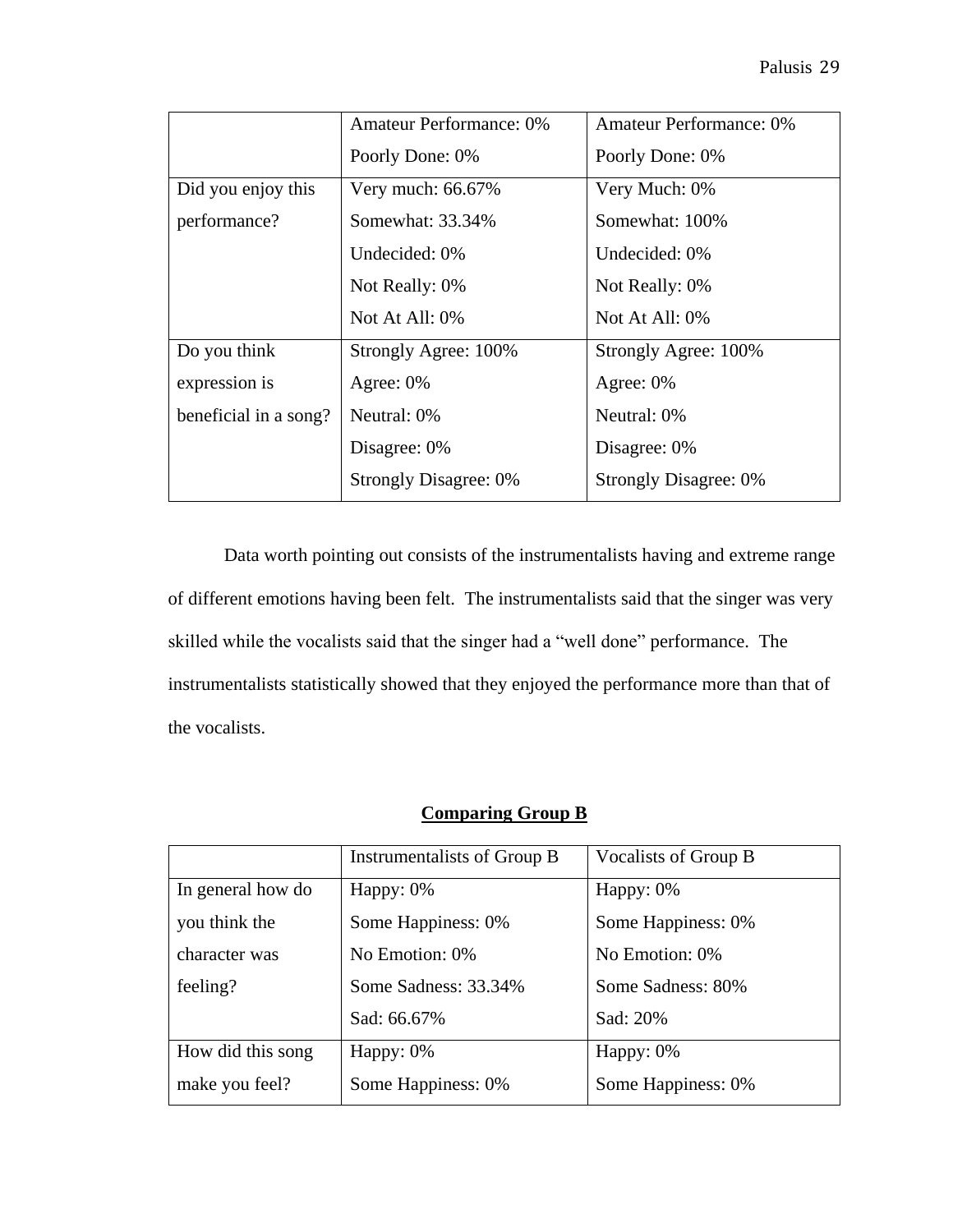| | | |
|---|---|---|
| | Amateur Performance: 0%<br>Poorly Done: 0% | Amateur Performance: 0%<br>Poorly Done: 0% |
| Did you enjoy this performance? | Very much: 66.67%<br>Somewhat: 33.34%<br>Undecided: 0%<br>Not Really: 0%<br>Not At All: 0% | Very Much: 0%<br>Somewhat: 100%<br>Undecided: 0%<br>Not Really: 0%<br>Not At All: 0% |
| Do you think expression is beneficial in a song? | Strongly Agree: 100%<br>Agree: 0%<br>Neutral: 0%<br>Disagree: 0%<br>Strongly Disagree: 0% | Strongly Agree: 100%<br>Agree: 0%<br>Neutral: 0%<br>Disagree: 0%<br>Strongly Disagree: 0% |

Data worth pointing out consists of the instrumentalists having and extreme range of different emotions having been felt. The instrumentalists said that the singer was very skilled while the vocalists said that the singer had a "well done" performance. The instrumentalists statistically showed that they enjoyed the performance more than that of the vocalists.

**Comparing Group B**

| | Instrumentalists of Group B | Vocalists of Group B |
|---|---|---|
| In general how do you think the character was feeling? | Happy: 0%<br>Some Happiness: 0%<br>No Emotion: 0%<br>Some Sadness: 33.34%<br>Sad: 66.67% | Happy: 0%<br>Some Happiness: 0%<br>No Emotion: 0%<br>Some Sadness: 80%<br>Sad: 20% |
| How did this song make you feel? | Happy: 0%<br>Some Happiness: 0% | Happy: 0%<br>Some Happiness: 0% |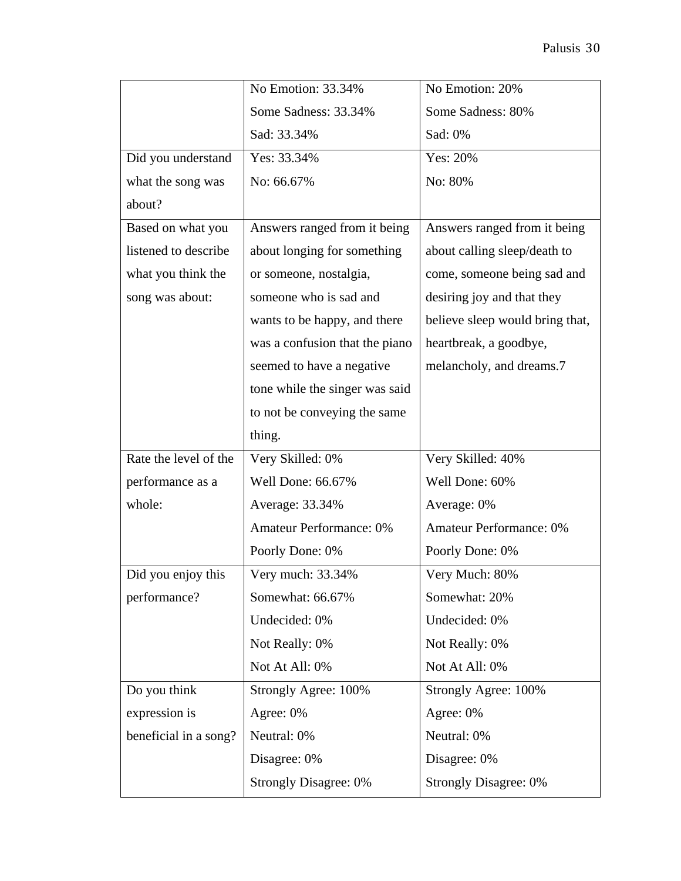| | | |
|---|---|---|
| | No Emotion: 33.34%<br>Some Sadness: 33.34%<br>Sad: 33.34% | No Emotion: 20%<br>Some Sadness: 80%<br>Sad: 0% |
| Did you understand what the song was about? | Yes: 33.34%<br>No: 66.67% | Yes: 20%<br>No: 80% |
| Based on what you listened to describe what you think the song was about: | Answers ranged from it being about longing for something or someone, nostalgia, someone who is sad and wants to be happy, and there was a confusion that the piano seemed to have a negative tone while the singer was said to not be conveying the same thing. | Answers ranged from it being about calling sleep/death to come, someone being sad and desiring joy and that they believe sleep would bring that, heartbreak, a goodbye, melancholy, and dreams.7 |
| Rate the level of the performance as a whole: | Very Skilled: 0%<br>Well Done: 66.67%<br>Average: 33.34%<br>Amateur Performance: 0%<br>Poorly Done: 0% | Very Skilled: 40%<br>Well Done: 60%<br>Average: 0%<br>Amateur Performance: 0%<br>Poorly Done: 0% |
| Did you enjoy this performance? | Very much: 33.34%<br>Somewhat: 66.67%<br>Undecided: 0%<br>Not Really: 0%<br>Not At All: 0% | Very Much: 80%<br>Somewhat: 20%<br>Undecided: 0%<br>Not Really: 0%<br>Not At All: 0% |
| Do you think expression is beneficial in a song? | Strongly Agree: 100%<br>Agree: 0%<br>Neutral: 0%<br>Disagree: 0%<br>Strongly Disagree: 0% | Strongly Agree: 100%<br>Agree: 0%<br>Neutral: 0%<br>Disagree: 0%<br>Strongly Disagree: 0% |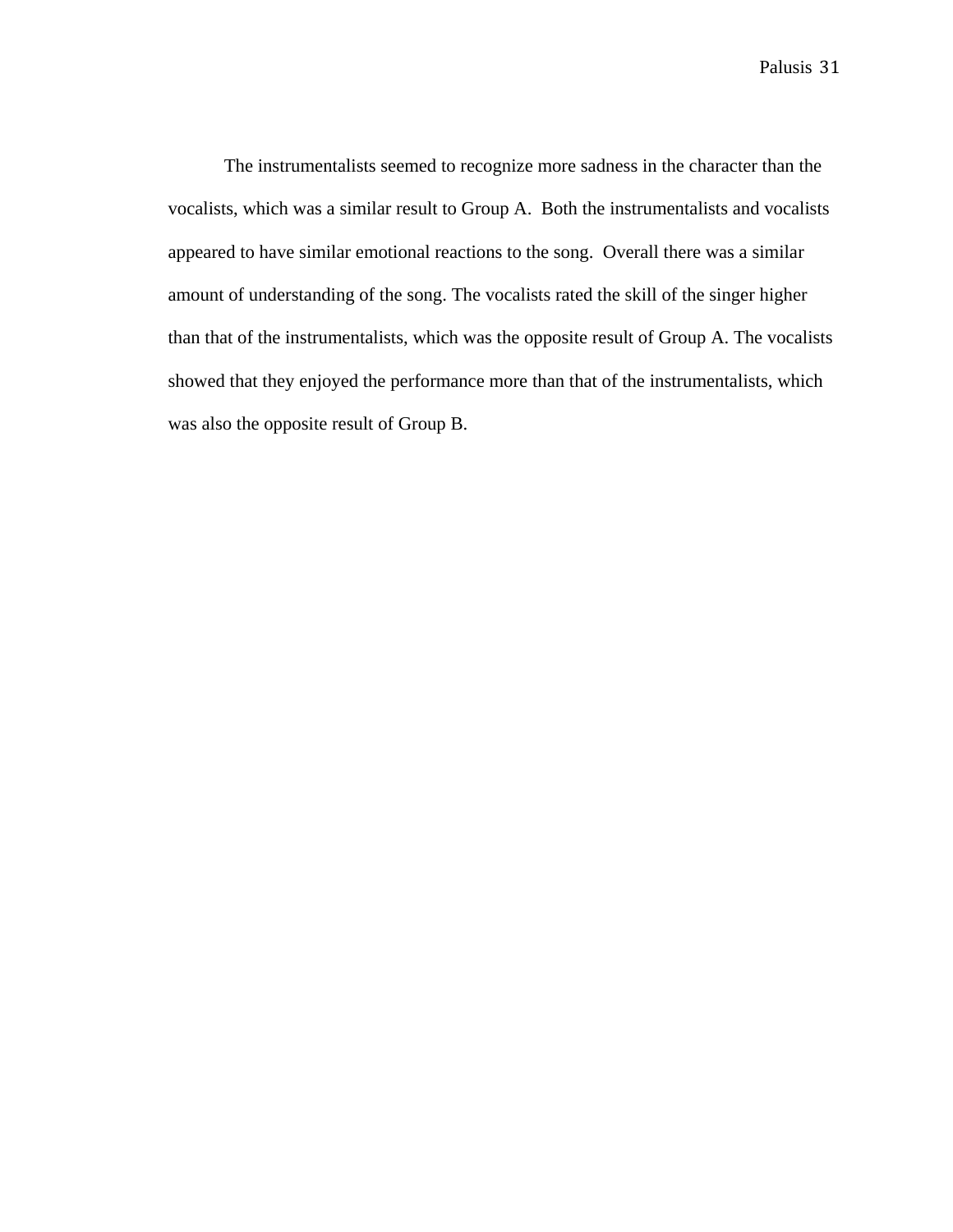The instrumentalists seemed to recognize more sadness in the character than the vocalists, which was a similar result to Group A.  Both the instrumentalists and vocalists appeared to have similar emotional reactions to the song.  Overall there was a similar amount of understanding of the song. The vocalists rated the skill of the singer higher than that of the instrumentalists, which was the opposite result of Group A. The vocalists showed that they enjoyed the performance more than that of the instrumentalists, which was also the opposite result of Group B.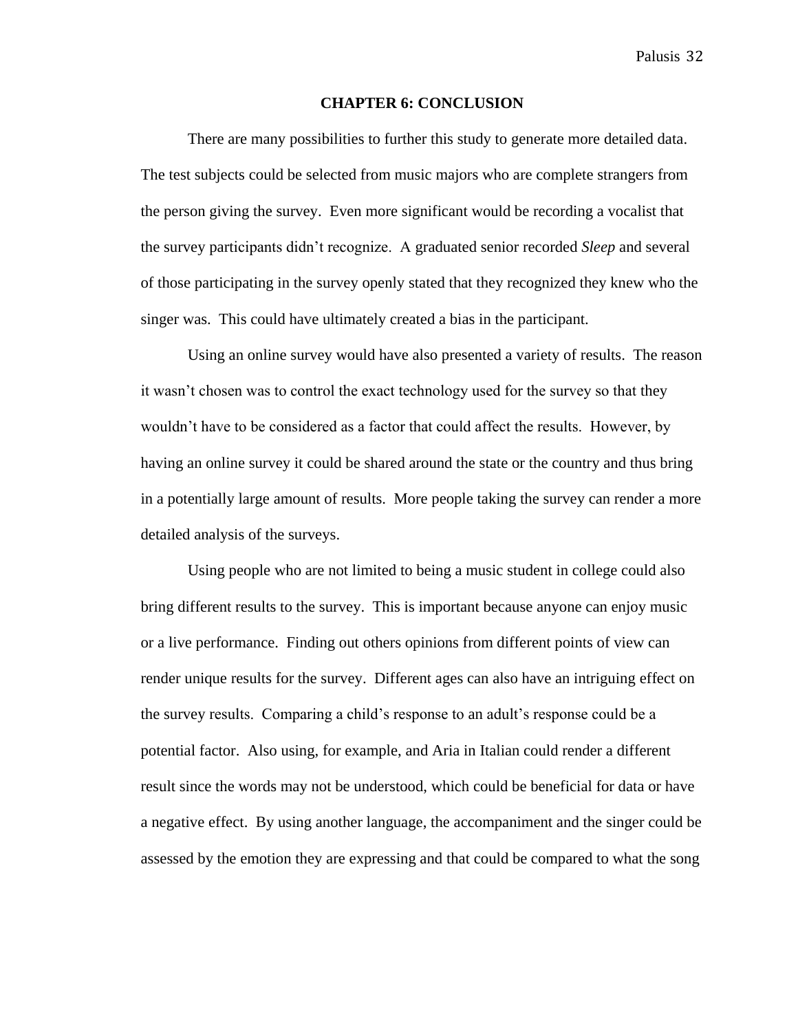# CHAPTER 6: CONCLUSION

There are many possibilities to further this study to generate more detailed data. The test subjects could be selected from music majors who are complete strangers from the person giving the survey. Even more significant would be recording a vocalist that the survey participants didn't recognize. A graduated senior recorded *Sleep* and several of those participating in the survey openly stated that they recognized they knew who the singer was. This could have ultimately created a bias in the participant.

Using an online survey would have also presented a variety of results. The reason it wasn't chosen was to control the exact technology used for the survey so that they wouldn't have to be considered as a factor that could affect the results. However, by having an online survey it could be shared around the state or the country and thus bring in a potentially large amount of results. More people taking the survey can render a more detailed analysis of the surveys.

Using people who are not limited to being a music student in college could also bring different results to the survey. This is important because anyone can enjoy music or a live performance. Finding out others opinions from different points of view can render unique results for the survey. Different ages can also have an intriguing effect on the survey results. Comparing a child's response to an adult's response could be a potential factor. Also using, for example, and Aria in Italian could render a different result since the words may not be understood, which could be beneficial for data or have a negative effect. By using another language, the accompaniment and the singer could be assessed by the emotion they are expressing and that could be compared to what the song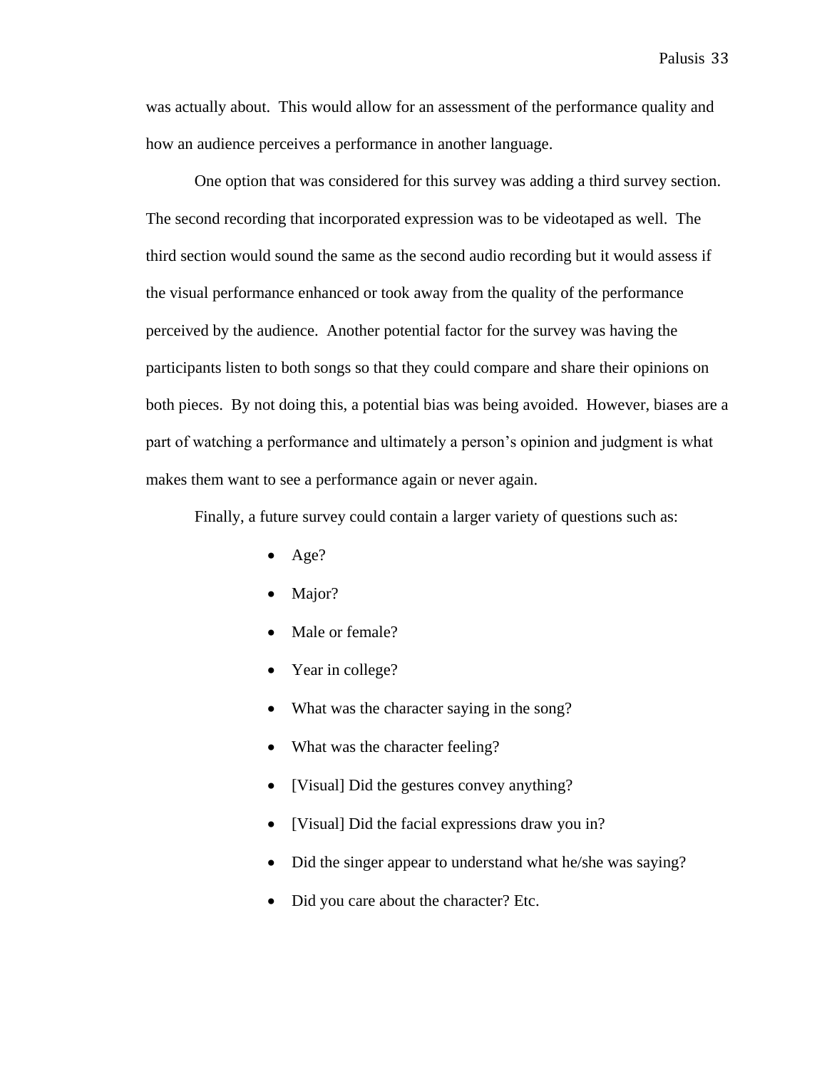was actually about. This would allow for an assessment of the performance quality and how an audience perceives a performance in another language.

One option that was considered for this survey was adding a third survey section. The second recording that incorporated expression was to be videotaped as well. The third section would sound the same as the second audio recording but it would assess if the visual performance enhanced or took away from the quality of the performance perceived by the audience. Another potential factor for the survey was having the participants listen to both songs so that they could compare and share their opinions on both pieces. By not doing this, a potential bias was being avoided. However, biases are a part of watching a performance and ultimately a person's opinion and judgment is what makes them want to see a performance again or never again.

Finally, a future survey could contain a larger variety of questions such as:

- Age?
- Major?
- Male or female?
- Year in college?
- What was the character saying in the song?
- What was the character feeling?
- [Visual] Did the gestures convey anything?
- [Visual] Did the facial expressions draw you in?
- Did the singer appear to understand what he/she was saying?
- Did you care about the character? Etc.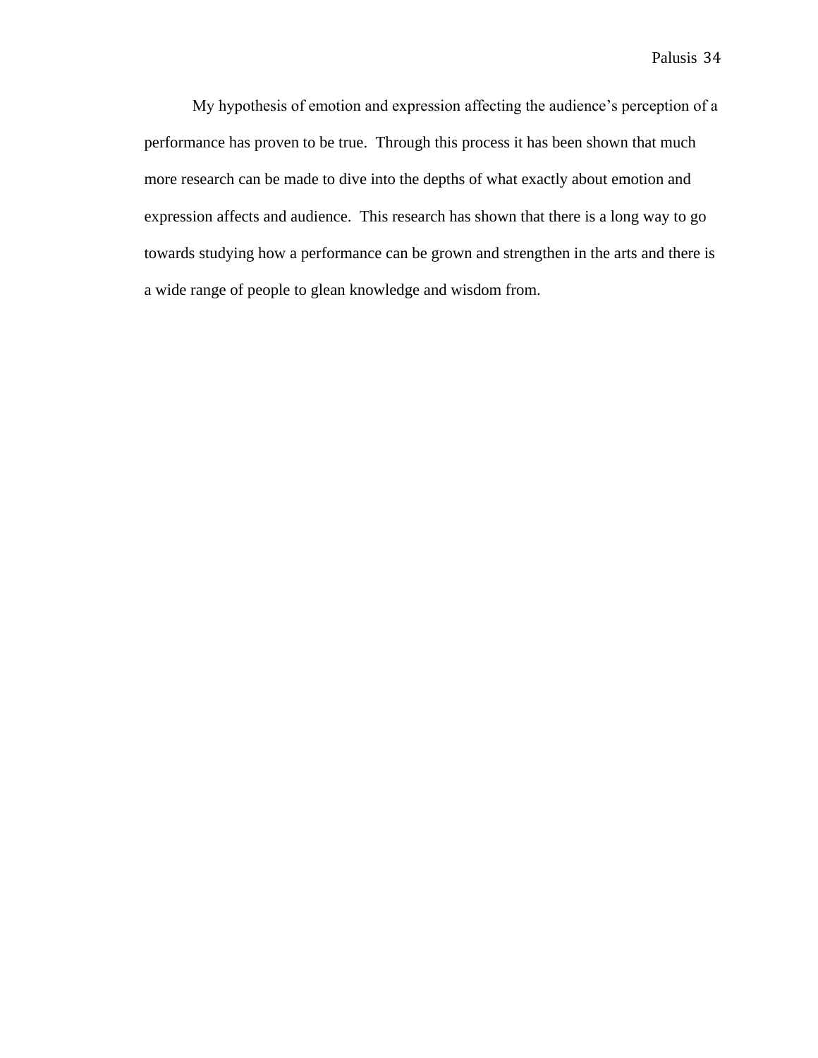My hypothesis of emotion and expression affecting the audience's perception of a performance has proven to be true.  Through this process it has been shown that much more research can be made to dive into the depths of what exactly about emotion and expression affects and audience.  This research has shown that there is a long way to go towards studying how a performance can be grown and strengthen in the arts and there is a wide range of people to glean knowledge and wisdom from.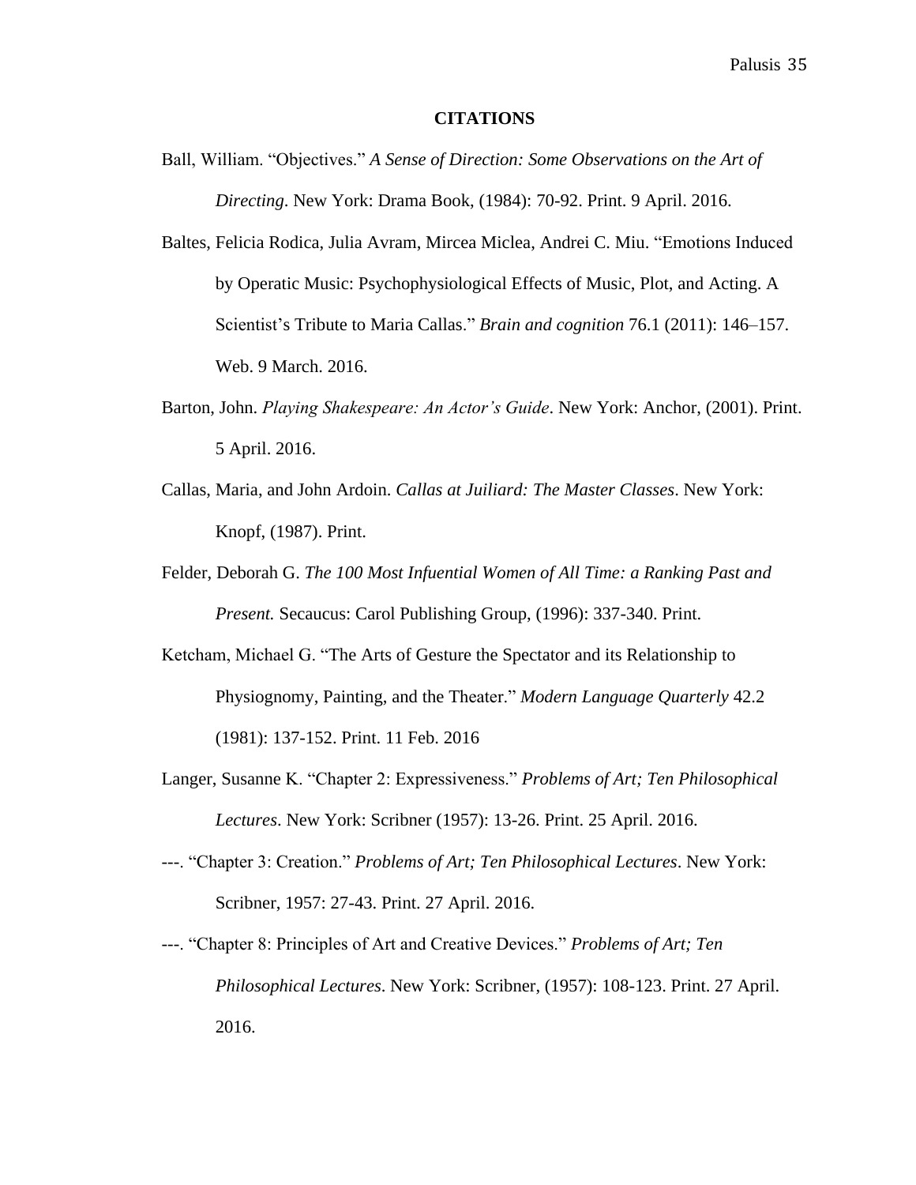**CITATIONS**

Ball, William. “Objectives.” *A Sense of Direction: Some Observations on the Art of Directing*. New York: Drama Book, (1984): 70-92. Print. 9 April. 2016.

Baltes, Felicia Rodica, Julia Avram, Mircea Miclea, Andrei C. Miu. “Emotions Induced by Operatic Music: Psychophysiological Effects of Music, Plot, and Acting. A Scientist’s Tribute to Maria Callas.” *Brain and cognition* 76.1 (2011): 146–157. Web. 9 March. 2016.

Barton, John. *Playing Shakespeare: An Actor’s Guide*. New York: Anchor, (2001). Print. 5 April. 2016.

Callas, Maria, and John Ardoin. *Callas at Juiliard: The Master Classes*. New York: Knopf, (1987). Print.

Felder, Deborah G. *The 100 Most Infuential Women of All Time: a Ranking Past and Present.* Secaucus: Carol Publishing Group, (1996): 337-340. Print.

Ketcham, Michael G. “The Arts of Gesture the Spectator and its Relationship to Physiognomy, Painting, and the Theater.” *Modern Language Quarterly* 42.2 (1981): 137-152. Print. 11 Feb. 2016

Langer, Susanne K. “Chapter 2: Expressiveness.” *Problems of Art; Ten Philosophical Lectures*. New York: Scribner (1957): 13-26. Print. 25 April. 2016.

---. “Chapter 3: Creation.” *Problems of Art; Ten Philosophical Lectures*. New York: Scribner, 1957: 27-43. Print. 27 April. 2016.

---. “Chapter 8: Principles of Art and Creative Devices.” *Problems of Art; Ten Philosophical Lectures*. New York: Scribner, (1957): 108-123. Print. 27 April. 2016.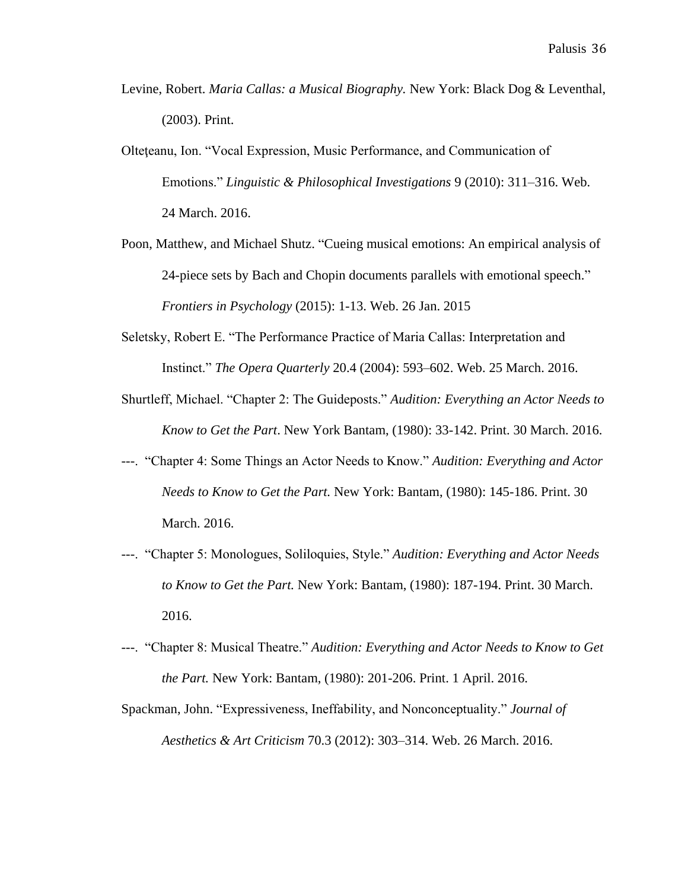Levine, Robert. *Maria Callas: a Musical Biography.* New York: Black Dog & Leventhal, (2003). Print.

Olteţeanu, Ion. "Vocal Expression, Music Performance, and Communication of Emotions." *Linguistic & Philosophical Investigations* 9 (2010): 311–316. Web. 24 March. 2016.

Poon, Matthew, and Michael Shutz. "Cueing musical emotions: An empirical analysis of 24-piece sets by Bach and Chopin documents parallels with emotional speech." *Frontiers in Psychology* (2015): 1-13. Web. 26 Jan. 2015

Seletsky, Robert E. "The Performance Practice of Maria Callas: Interpretation and Instinct." *The Opera Quarterly* 20.4 (2004): 593–602. Web. 25 March. 2016.

Shurtleff, Michael. "Chapter 2: The Guideposts." *Audition: Everything an Actor Needs to Know to Get the Part*. New York Bantam, (1980): 33-142. Print. 30 March. 2016.

---. "Chapter 4: Some Things an Actor Needs to Know." *Audition: Everything and Actor Needs to Know to Get the Part.* New York: Bantam, (1980): 145-186. Print. 30 March. 2016.

---. "Chapter 5: Monologues, Soliloquies, Style." *Audition: Everything and Actor Needs to Know to Get the Part.* New York: Bantam, (1980): 187-194. Print. 30 March. 2016.

---. "Chapter 8: Musical Theatre." *Audition: Everything and Actor Needs to Know to Get the Part.* New York: Bantam, (1980): 201-206. Print. 1 April. 2016.

Spackman, John. "Expressiveness, Ineffability, and Nonconceptuality." *Journal of Aesthetics & Art Criticism* 70.3 (2012): 303–314. Web. 26 March. 2016.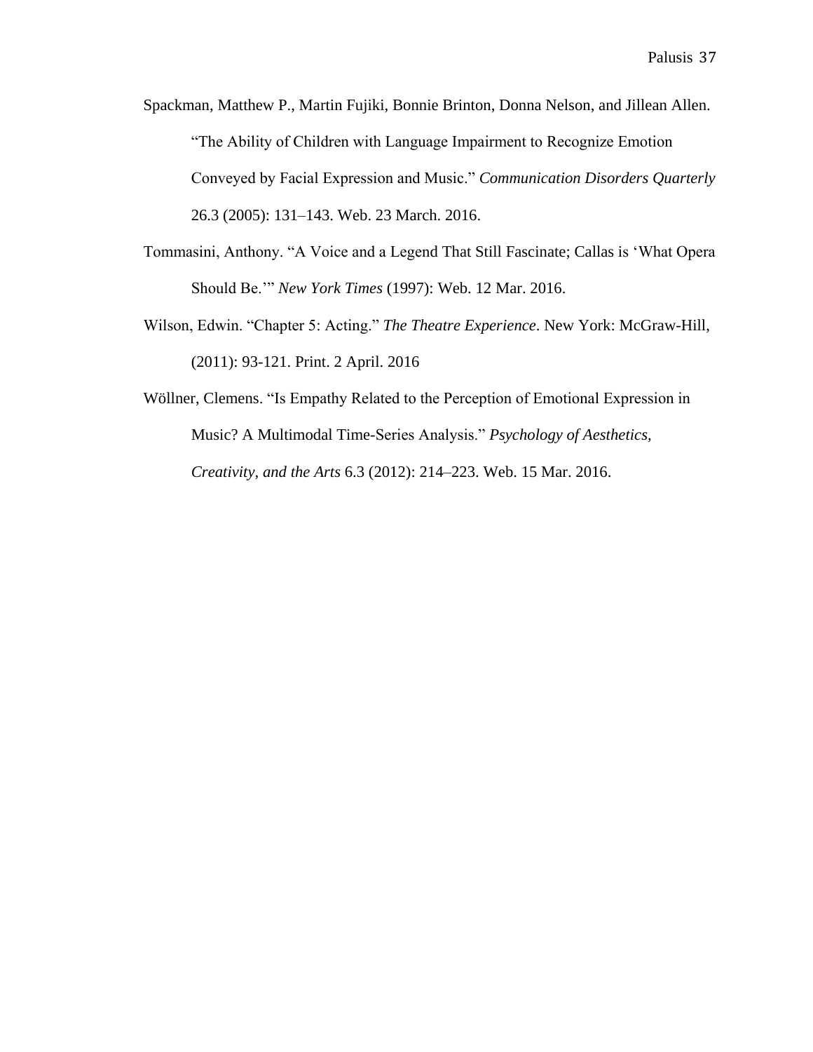Spackman, Matthew P., Martin Fujiki, Bonnie Brinton, Donna Nelson, and Jillean Allen. "The Ability of Children with Language Impairment to Recognize Emotion Conveyed by Facial Expression and Music." *Communication Disorders Quarterly* 26.3 (2005): 131–143. Web. 23 March. 2016.

Tommasini, Anthony. "A Voice and a Legend That Still Fascinate; Callas is 'What Opera Should Be.'" *New York Times* (1997): Web. 12 Mar. 2016.

Wilson, Edwin. "Chapter 5: Acting." *The Theatre Experience*. New York: McGraw-Hill, (2011): 93-121. Print. 2 April. 2016

Wöllner, Clemens. "Is Empathy Related to the Perception of Emotional Expression in Music? A Multimodal Time-Series Analysis." *Psychology of Aesthetics, Creativity, and the Arts* 6.3 (2012): 214–223. Web. 15 Mar. 2016.